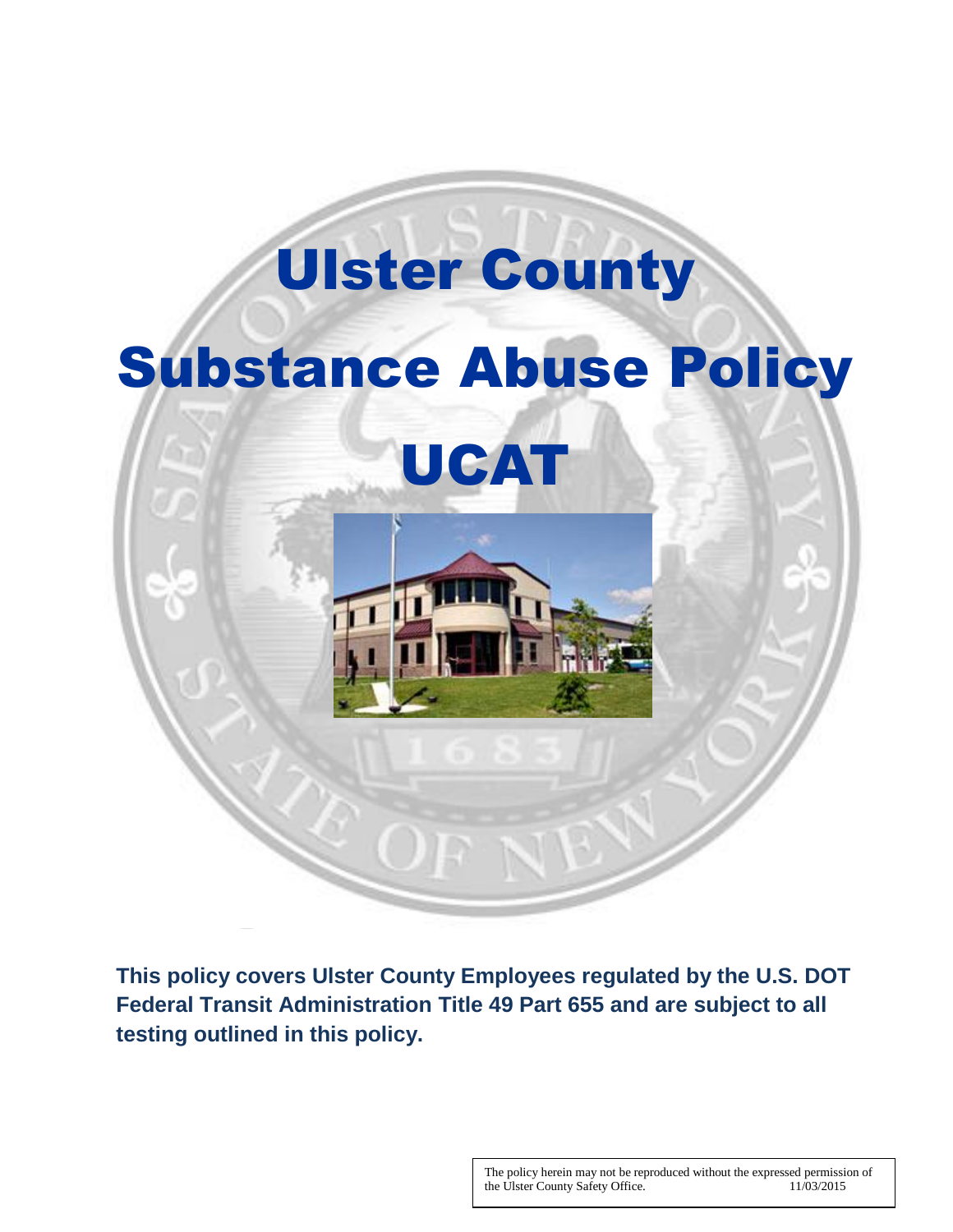# Ulster County

# Substance Abuse Policy

# UCAT

**This policy covers Ulster County Employees regulated by the U.S. DOT Federal Transit Administration Title 49 Part 655 and are subject to all testing outlined in this policy.**

The policy herein may not be reproduced without the expressed permission of the Ulster County Safety Office. 11/03/2015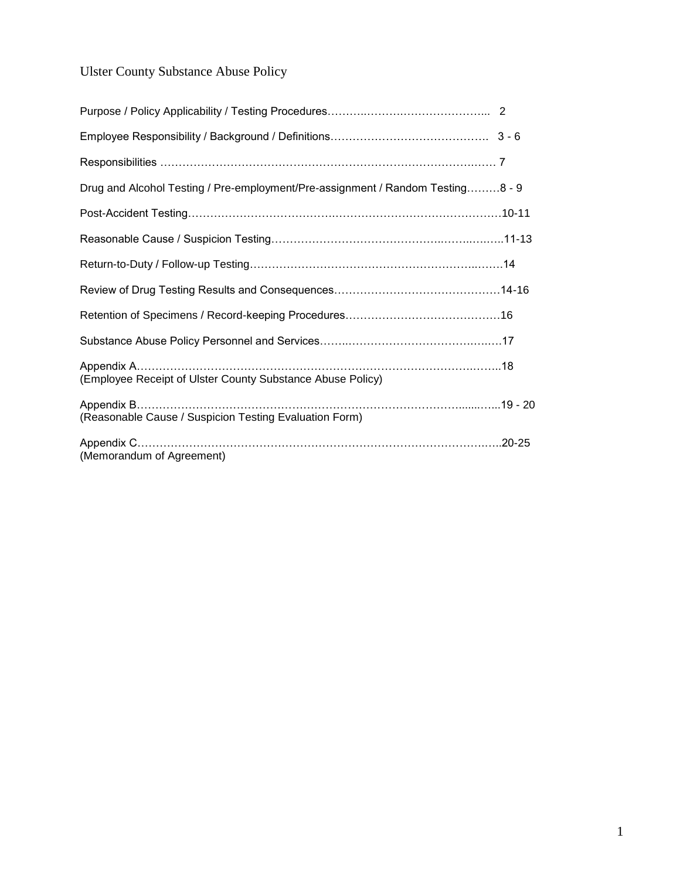# Ulster County Substance Abuse Policy

Purpose / Policy Applicability / Testing Procedures………..…………………………... 2

Employee Responsibility / Background / Definitions……………………………………. 3 - 6

Responsibilities ………………………………………………………………………….…… 7

Drug and Alcohol Testing / Pre-employment/Pre-assignment / Random Testing………8 - 9

Post-Accident Testing……………………………….………………………….……….……10-11

Reasonable Cause / Suspicion Testing………………………………………..……..……..11-13

Return-to-Duty / Follow-up Testing……………………………………………………..……14

Review of Drug Testing Results and Consequences………………………………………14-16

Retention of Specimens / Record-keeping Procedures……………………………………16

Substance Abuse Policy Personnel and Services……..……………………………….….17

Appendix A……………………………………………………………………………….……..18
(Employee Receipt of Ulster County Substance Abuse Policy)

Appendix B………………………………………………………………………………......…...19 - 20
(Reasonable Cause / Suspicion Testing Evaluation Form)

Appendix C……………………………………………………………………………………..20-25
(Memorandum of Agreement)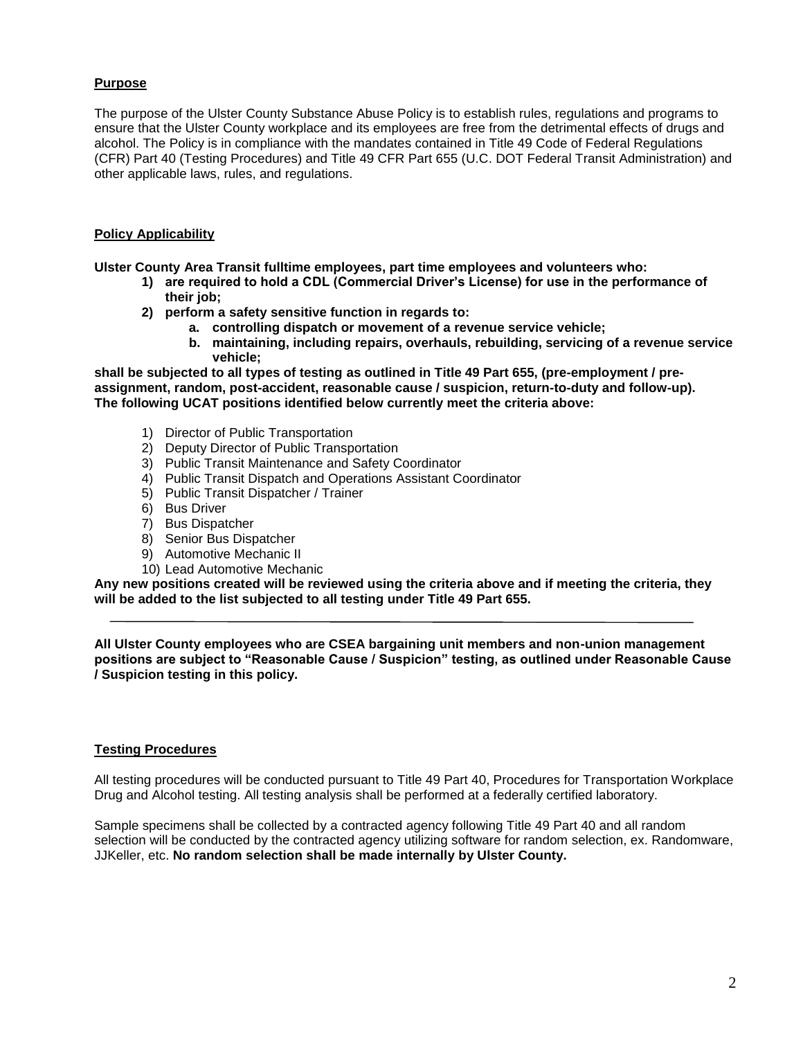**Purpose**

The purpose of the Ulster County Substance Abuse Policy is to establish rules, regulations and programs to ensure that the Ulster County workplace and its employees are free from the detrimental effects of drugs and alcohol. The Policy is in compliance with the mandates contained in Title 49 Code of Federal Regulations (CFR) Part 40 (Testing Procedures) and Title 49 CFR Part 655 (U.C. DOT Federal Transit Administration) and other applicable laws, rules, and regulations.

**Policy Applicability**

**Ulster County Area Transit fulltime employees, part time employees and volunteers who:**

1) **are required to hold a CDL (Commercial Driver's License) for use in the performance of their job;**
2) **perform a safety sensitive function in regards to:**
   a. **controlling dispatch or movement of a revenue service vehicle;**
   b. **maintaining, including repairs, overhauls, rebuilding, servicing of a revenue service vehicle;**

**shall be subjected to all types of testing as outlined in Title 49 Part 655, (pre-employment / pre-assignment, random, post-accident, reasonable cause / suspicion, return-to-duty and follow-up). The following UCAT positions identified below currently meet the criteria above:**

1) Director of Public Transportation
2) Deputy Director of Public Transportation
3) Public Transit Maintenance and Safety Coordinator
4) Public Transit Dispatch and Operations Assistant Coordinator
5) Public Transit Dispatcher / Trainer
6) Bus Driver
7) Bus Dispatcher
8) Senior Bus Dispatcher
9) Automotive Mechanic II
10) Lead Automotive Mechanic

**Any new positions created will be reviewed using the criteria above and if meeting the criteria, they will be added to the list subjected to all testing under Title 49 Part 655.**

---

**All Ulster County employees who are CSEA bargaining unit members and non-union management positions are subject to "Reasonable Cause / Suspicion" testing, as outlined under Reasonable Cause / Suspicion testing in this policy.**

**Testing Procedures**

All testing procedures will be conducted pursuant to Title 49 Part 40, Procedures for Transportation Workplace Drug and Alcohol testing. All testing analysis shall be performed at a federally certified laboratory.

Sample specimens shall be collected by a contracted agency following Title 49 Part 40 and all random selection will be conducted by the contracted agency utilizing software for random selection, ex. Randomware, JJKeller, etc. **No random selection shall be made internally by Ulster County.**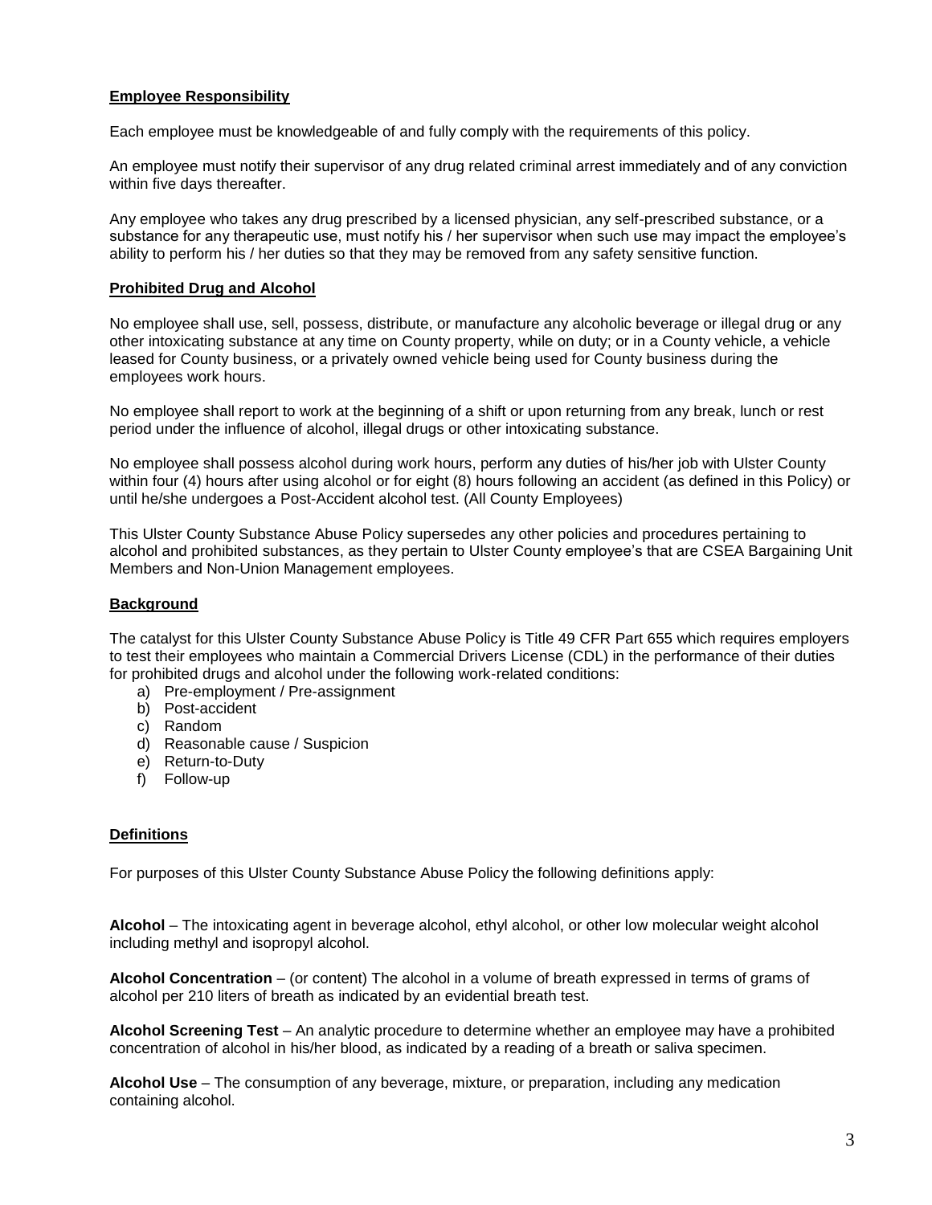**Employee Responsibility**

Each employee must be knowledgeable of and fully comply with the requirements of this policy.

An employee must notify their supervisor of any drug related criminal arrest immediately and of any conviction within five days thereafter.

Any employee who takes any drug prescribed by a licensed physician, any self-prescribed substance, or a substance for any therapeutic use, must notify his / her supervisor when such use may impact the employee's ability to perform his / her duties so that they may be removed from any safety sensitive function.

**Prohibited Drug and Alcohol**

No employee shall use, sell, possess, distribute, or manufacture any alcoholic beverage or illegal drug or any other intoxicating substance at any time on County property, while on duty; or in a County vehicle, a vehicle leased for County business, or a privately owned vehicle being used for County business during the employees work hours.

No employee shall report to work at the beginning of a shift or upon returning from any break, lunch or rest period under the influence of alcohol, illegal drugs or other intoxicating substance.

No employee shall possess alcohol during work hours, perform any duties of his/her job with Ulster County within four (4) hours after using alcohol or for eight (8) hours following an accident (as defined in this Policy) or until he/she undergoes a Post-Accident alcohol test. (All County Employees)

This Ulster County Substance Abuse Policy supersedes any other policies and procedures pertaining to alcohol and prohibited substances, as they pertain to Ulster County employee's that are CSEA Bargaining Unit Members and Non-Union Management employees.

**Background**

The catalyst for this Ulster County Substance Abuse Policy is Title 49 CFR Part 655 which requires employers to test their employees who maintain a Commercial Drivers License (CDL) in the performance of their duties for prohibited drugs and alcohol under the following work-related conditions:

a) Pre-employment / Pre-assignment
b) Post-accident
c) Random
d) Reasonable cause / Suspicion
e) Return-to-Duty
f) Follow-up

**Definitions**

For purposes of this Ulster County Substance Abuse Policy the following definitions apply:

**Alcohol** – The intoxicating agent in beverage alcohol, ethyl alcohol, or other low molecular weight alcohol including methyl and isopropyl alcohol.

**Alcohol Concentration** – (or content) The alcohol in a volume of breath expressed in terms of grams of alcohol per 210 liters of breath as indicated by an evidential breath test.

**Alcohol Screening Test** – An analytic procedure to determine whether an employee may have a prohibited concentration of alcohol in his/her blood, as indicated by a reading of a breath or saliva specimen.

**Alcohol Use** – The consumption of any beverage, mixture, or preparation, including any medication containing alcohol.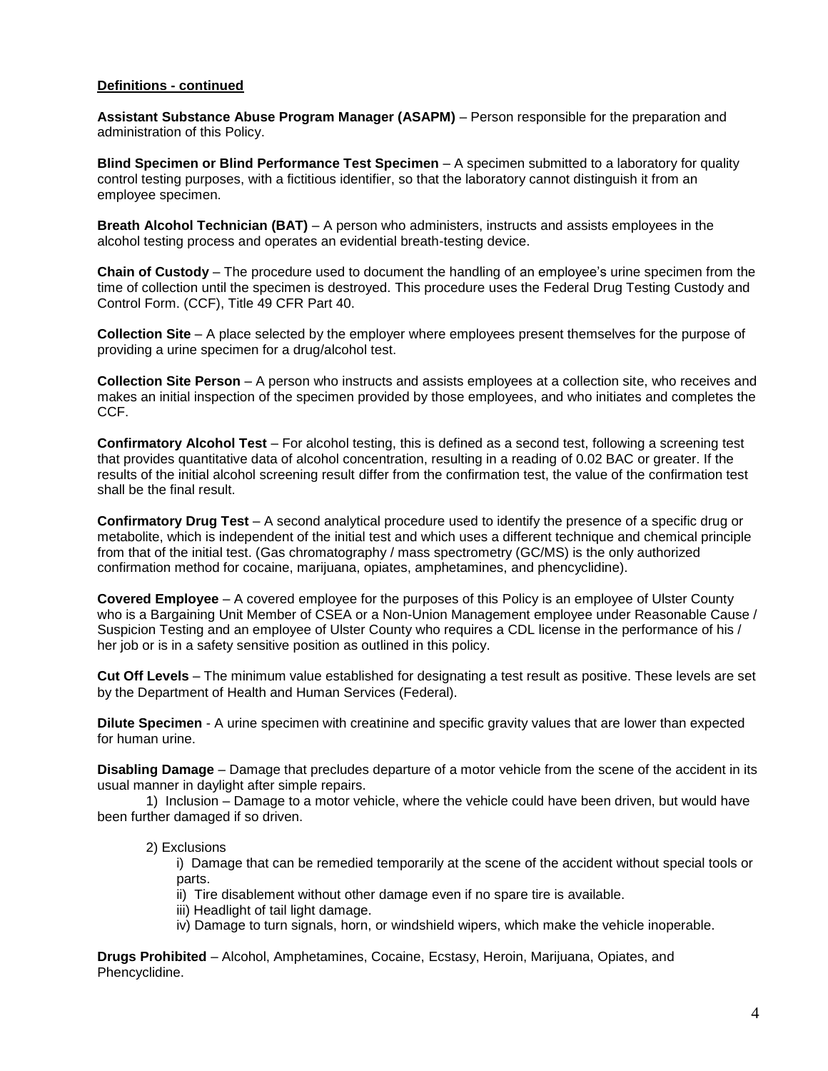**Definitions - continued**

**Assistant Substance Abuse Program Manager (ASAPM)** – Person responsible for the preparation and administration of this Policy.

**Blind Specimen or Blind Performance Test Specimen** – A specimen submitted to a laboratory for quality control testing purposes, with a fictitious identifier, so that the laboratory cannot distinguish it from an employee specimen.

**Breath Alcohol Technician (BAT)** – A person who administers, instructs and assists employees in the alcohol testing process and operates an evidential breath-testing device.

**Chain of Custody** – The procedure used to document the handling of an employee's urine specimen from the time of collection until the specimen is destroyed. This procedure uses the Federal Drug Testing Custody and Control Form. (CCF), Title 49 CFR Part 40.

**Collection Site** – A place selected by the employer where employees present themselves for the purpose of providing a urine specimen for a drug/alcohol test.

**Collection Site Person** – A person who instructs and assists employees at a collection site, who receives and makes an initial inspection of the specimen provided by those employees, and who initiates and completes the CCF.

**Confirmatory Alcohol Test** – For alcohol testing, this is defined as a second test, following a screening test that provides quantitative data of alcohol concentration, resulting in a reading of 0.02 BAC or greater. If the results of the initial alcohol screening result differ from the confirmation test, the value of the confirmation test shall be the final result.

**Confirmatory Drug Test** – A second analytical procedure used to identify the presence of a specific drug or metabolite, which is independent of the initial test and which uses a different technique and chemical principle from that of the initial test. (Gas chromatography / mass spectrometry (GC/MS) is the only authorized confirmation method for cocaine, marijuana, opiates, amphetamines, and phencyclidine).

**Covered Employee** – A covered employee for the purposes of this Policy is an employee of Ulster County who is a Bargaining Unit Member of CSEA or a Non-Union Management employee under Reasonable Cause / Suspicion Testing and an employee of Ulster County who requires a CDL license in the performance of his / her job or is in a safety sensitive position as outlined in this policy.

**Cut Off Levels** – The minimum value established for designating a test result as positive. These levels are set by the Department of Health and Human Services (Federal).

**Dilute Specimen** - A urine specimen with creatinine and specific gravity values that are lower than expected for human urine.

**Disabling Damage** – Damage that precludes departure of a motor vehicle from the scene of the accident in its usual manner in daylight after simple repairs.

1) Inclusion – Damage to a motor vehicle, where the vehicle could have been driven, but would have been further damaged if so driven.

2) Exclusions

i) Damage that can be remedied temporarily at the scene of the accident without special tools or parts.

ii) Tire disablement without other damage even if no spare tire is available.

iii) Headlight of tail light damage.

iv) Damage to turn signals, horn, or windshield wipers, which make the vehicle inoperable.

**Drugs Prohibited** – Alcohol, Amphetamines, Cocaine, Ecstasy, Heroin, Marijuana, Opiates, and Phencyclidine.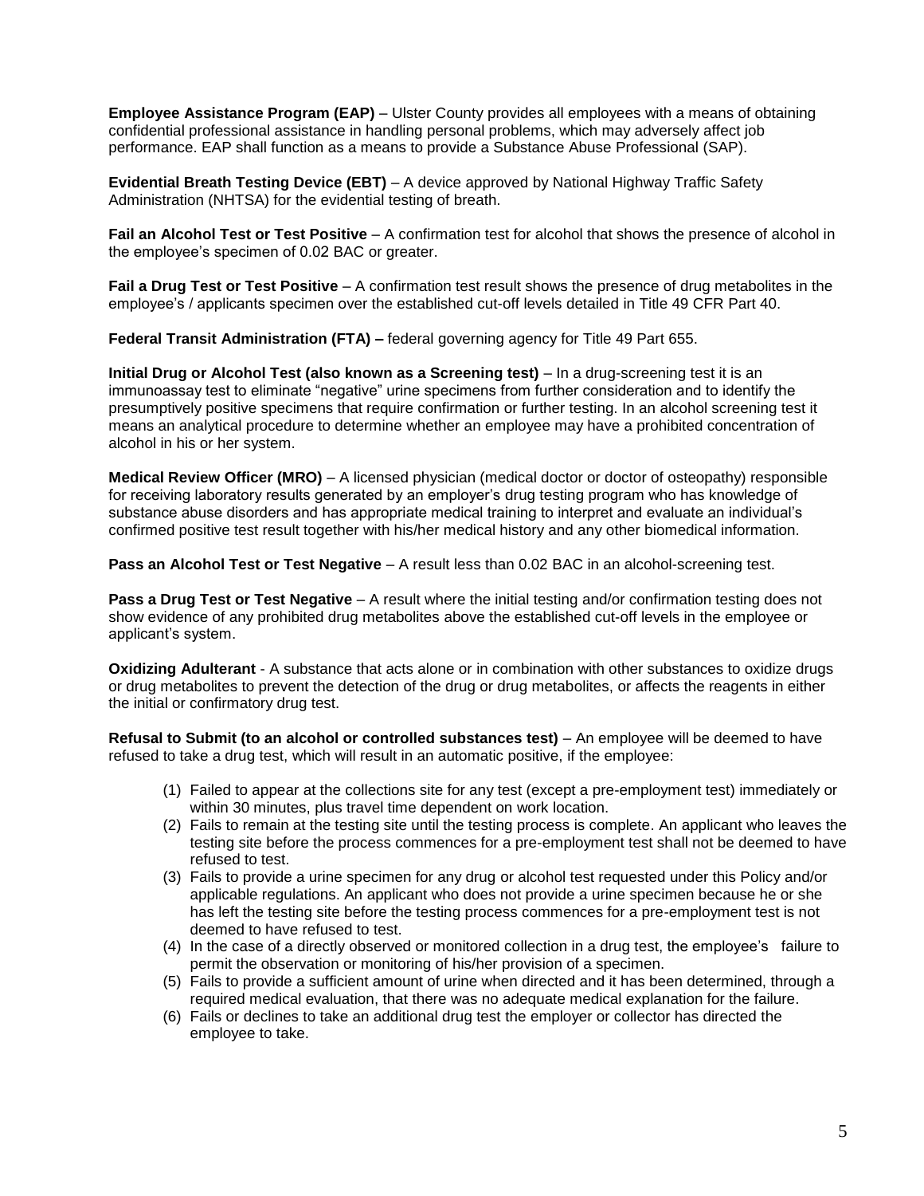**Employee Assistance Program (EAP)** – Ulster County provides all employees with a means of obtaining confidential professional assistance in handling personal problems, which may adversely affect job performance. EAP shall function as a means to provide a Substance Abuse Professional (SAP).

**Evidential Breath Testing Device (EBT)** – A device approved by National Highway Traffic Safety Administration (NHTSA) for the evidential testing of breath.

**Fail an Alcohol Test or Test Positive** – A confirmation test for alcohol that shows the presence of alcohol in the employee's specimen of 0.02 BAC or greater.

**Fail a Drug Test or Test Positive** – A confirmation test result shows the presence of drug metabolites in the employee's / applicants specimen over the established cut-off levels detailed in Title 49 CFR Part 40.

**Federal Transit Administration (FTA) –** federal governing agency for Title 49 Part 655.

**Initial Drug or Alcohol Test (also known as a Screening test)** – In a drug-screening test it is an immunoassay test to eliminate "negative" urine specimens from further consideration and to identify the presumptively positive specimens that require confirmation or further testing. In an alcohol screening test it means an analytical procedure to determine whether an employee may have a prohibited concentration of alcohol in his or her system.

**Medical Review Officer (MRO)** – A licensed physician (medical doctor or doctor of osteopathy) responsible for receiving laboratory results generated by an employer's drug testing program who has knowledge of substance abuse disorders and has appropriate medical training to interpret and evaluate an individual's confirmed positive test result together with his/her medical history and any other biomedical information.

**Pass an Alcohol Test or Test Negative** – A result less than 0.02 BAC in an alcohol-screening test.

**Pass a Drug Test or Test Negative** – A result where the initial testing and/or confirmation testing does not show evidence of any prohibited drug metabolites above the established cut-off levels in the employee or applicant's system.

**Oxidizing Adulterant** - A substance that acts alone or in combination with other substances to oxidize drugs or drug metabolites to prevent the detection of the drug or drug metabolites, or affects the reagents in either the initial or confirmatory drug test.

**Refusal to Submit (to an alcohol or controlled substances test)** – An employee will be deemed to have refused to take a drug test, which will result in an automatic positive, if the employee:

(1) Failed to appear at the collections site for any test (except a pre-employment test) immediately or within 30 minutes, plus travel time dependent on work location.
(2) Fails to remain at the testing site until the testing process is complete. An applicant who leaves the testing site before the process commences for a pre-employment test shall not be deemed to have refused to test.
(3) Fails to provide a urine specimen for any drug or alcohol test requested under this Policy and/or applicable regulations. An applicant who does not provide a urine specimen because he or she has left the testing site before the testing process commences for a pre-employment test is not deemed to have refused to test.
(4) In the case of a directly observed or monitored collection in a drug test, the employee's failure to permit the observation or monitoring of his/her provision of a specimen.
(5) Fails to provide a sufficient amount of urine when directed and it has been determined, through a required medical evaluation, that there was no adequate medical explanation for the failure.
(6) Fails or declines to take an additional drug test the employer or collector has directed the employee to take.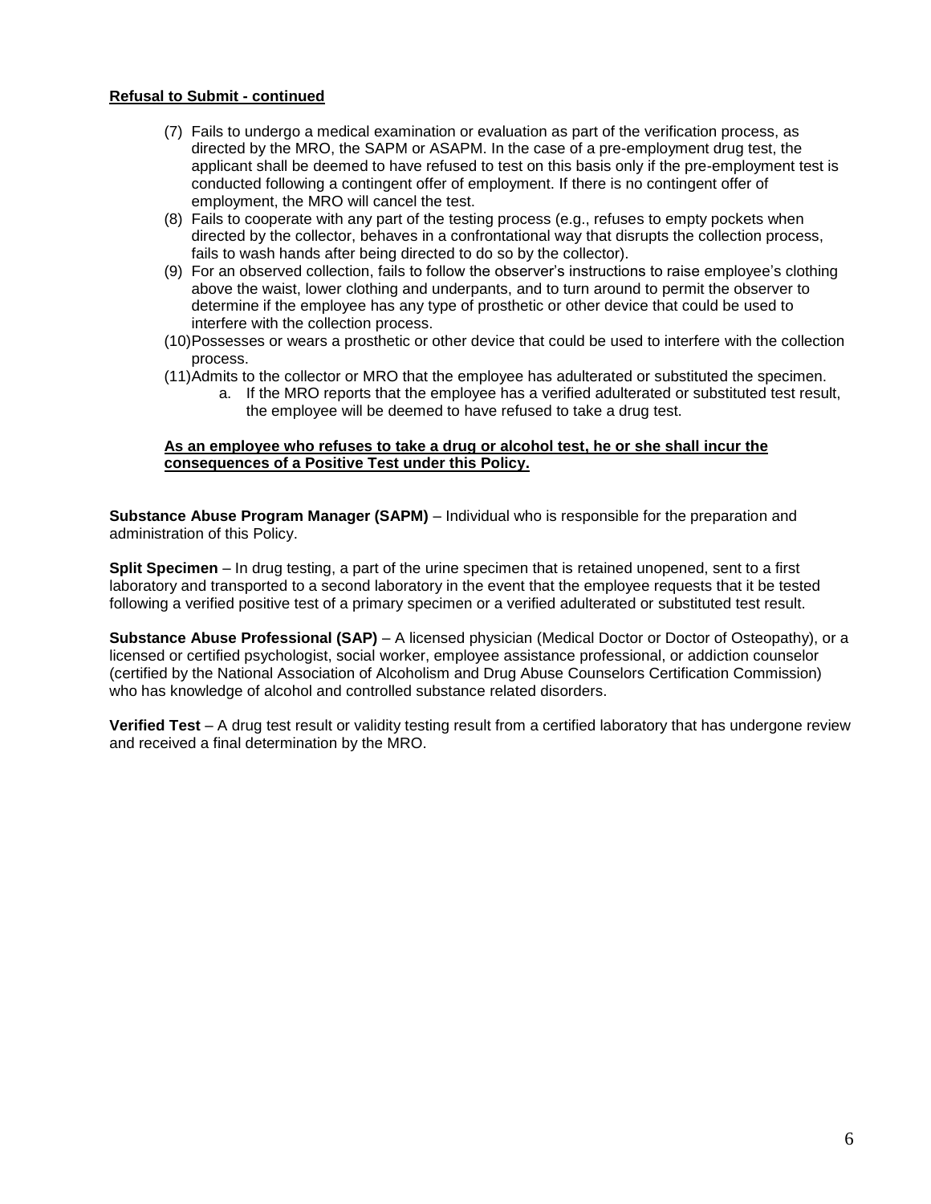**Refusal to Submit - continued**

(7) Fails to undergo a medical examination or evaluation as part of the verification process, as directed by the MRO, the SAPM or ASAPM. In the case of a pre-employment drug test, the applicant shall be deemed to have refused to test on this basis only if the pre-employment test is conducted following a contingent offer of employment. If there is no contingent offer of employment, the MRO will cancel the test.

(8) Fails to cooperate with any part of the testing process (e.g., refuses to empty pockets when directed by the collector, behaves in a confrontational way that disrupts the collection process, fails to wash hands after being directed to do so by the collector).

(9) For an observed collection, fails to follow the observer's instructions to raise employee's clothing above the waist, lower clothing and underpants, and to turn around to permit the observer to determine if the employee has any type of prosthetic or other device that could be used to interfere with the collection process.

(10) Possesses or wears a prosthetic or other device that could be used to interfere with the collection process.

(11) Admits to the collector or MRO that the employee has adulterated or substituted the specimen.

   a. If the MRO reports that the employee has a verified adulterated or substituted test result, the employee will be deemed to have refused to take a drug test.

**As an employee who refuses to take a drug or alcohol test, he or she shall incur the consequences of a Positive Test under this Policy.**

**Substance Abuse Program Manager (SAPM)** – Individual who is responsible for the preparation and administration of this Policy.

**Split Specimen** – In drug testing, a part of the urine specimen that is retained unopened, sent to a first laboratory and transported to a second laboratory in the event that the employee requests that it be tested following a verified positive test of a primary specimen or a verified adulterated or substituted test result.

**Substance Abuse Professional (SAP)** – A licensed physician (Medical Doctor or Doctor of Osteopathy), or a licensed or certified psychologist, social worker, employee assistance professional, or addiction counselor (certified by the National Association of Alcoholism and Drug Abuse Counselors Certification Commission) who has knowledge of alcohol and controlled substance related disorders.

**Verified Test** – A drug test result or validity testing result from a certified laboratory that has undergone review and received a final determination by the MRO.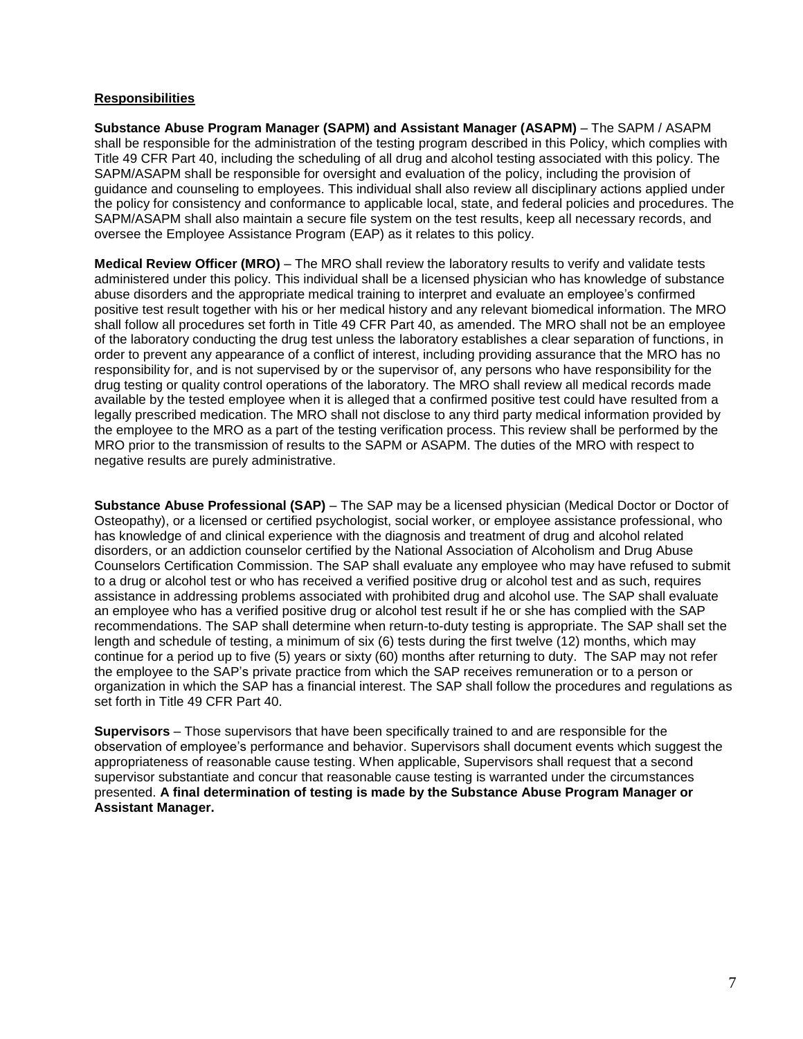## Responsibilities

**Substance Abuse Program Manager (SAPM) and Assistant Manager (ASAPM)** – The SAPM / ASAPM shall be responsible for the administration of the testing program described in this Policy, which complies with Title 49 CFR Part 40, including the scheduling of all drug and alcohol testing associated with this policy. The SAPM/ASAPM shall be responsible for oversight and evaluation of the policy, including the provision of guidance and counseling to employees. This individual shall also review all disciplinary actions applied under the policy for consistency and conformance to applicable local, state, and federal policies and procedures. The SAPM/ASAPM shall also maintain a secure file system on the test results, keep all necessary records, and oversee the Employee Assistance Program (EAP) as it relates to this policy.

**Medical Review Officer (MRO)** – The MRO shall review the laboratory results to verify and validate tests administered under this policy. This individual shall be a licensed physician who has knowledge of substance abuse disorders and the appropriate medical training to interpret and evaluate an employee's confirmed positive test result together with his or her medical history and any relevant biomedical information. The MRO shall follow all procedures set forth in Title 49 CFR Part 40, as amended. The MRO shall not be an employee of the laboratory conducting the drug test unless the laboratory establishes a clear separation of functions, in order to prevent any appearance of a conflict of interest, including providing assurance that the MRO has no responsibility for, and is not supervised by or the supervisor of, any persons who have responsibility for the drug testing or quality control operations of the laboratory. The MRO shall review all medical records made available by the tested employee when it is alleged that a confirmed positive test could have resulted from a legally prescribed medication. The MRO shall not disclose to any third party medical information provided by the employee to the MRO as a part of the testing verification process. This review shall be performed by the MRO prior to the transmission of results to the SAPM or ASAPM. The duties of the MRO with respect to negative results are purely administrative.

**Substance Abuse Professional (SAP)** – The SAP may be a licensed physician (Medical Doctor or Doctor of Osteopathy), or a licensed or certified psychologist, social worker, or employee assistance professional, who has knowledge of and clinical experience with the diagnosis and treatment of drug and alcohol related disorders, or an addiction counselor certified by the National Association of Alcoholism and Drug Abuse Counselors Certification Commission. The SAP shall evaluate any employee who may have refused to submit to a drug or alcohol test or who has received a verified positive drug or alcohol test and as such, requires assistance in addressing problems associated with prohibited drug and alcohol use. The SAP shall evaluate an employee who has a verified positive drug or alcohol test result if he or she has complied with the SAP recommendations. The SAP shall determine when return-to-duty testing is appropriate. The SAP shall set the length and schedule of testing, a minimum of six (6) tests during the first twelve (12) months, which may continue for a period up to five (5) years or sixty (60) months after returning to duty. The SAP may not refer the employee to the SAP's private practice from which the SAP receives remuneration or to a person or organization in which the SAP has a financial interest. The SAP shall follow the procedures and regulations as set forth in Title 49 CFR Part 40.

**Supervisors** – Those supervisors that have been specifically trained to and are responsible for the observation of employee's performance and behavior. Supervisors shall document events which suggest the appropriateness of reasonable cause testing. When applicable, Supervisors shall request that a second supervisor substantiate and concur that reasonable cause testing is warranted under the circumstances presented. **A final determination of testing is made by the Substance Abuse Program Manager or Assistant Manager.**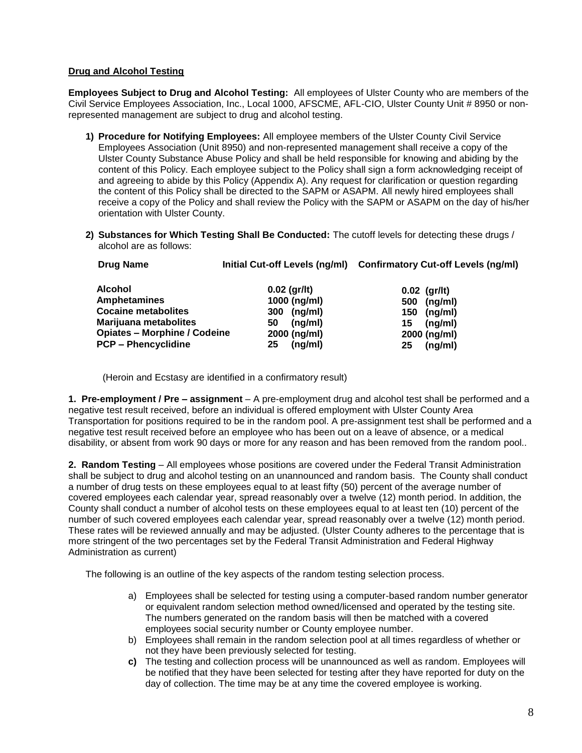**Drug and Alcohol Testing**

**Employees Subject to Drug and Alcohol Testing:** All employees of Ulster County who are members of the Civil Service Employees Association, Inc., Local 1000, AFSCME, AFL-CIO, Ulster County Unit # 8950 or non-represented management are subject to drug and alcohol testing.

1) **Procedure for Notifying Employees:** All employee members of the Ulster County Civil Service Employees Association (Unit 8950) and non-represented management shall receive a copy of the Ulster County Substance Abuse Policy and shall be held responsible for knowing and abiding by the content of this Policy. Each employee subject to the Policy shall sign a form acknowledging receipt of and agreeing to abide by this Policy (Appendix A). Any request for clarification or question regarding the content of this Policy shall be directed to the SAPM or ASAPM. All newly hired employees shall receive a copy of the Policy and shall review the Policy with the SAPM or ASAPM on the day of his/her orientation with Ulster County.

2) **Substances for Which Testing Shall Be Conducted:** The cutoff levels for detecting these drugs / alcohol are as follows:

| Drug Name | Initial Cut-off Levels (ng/ml) | Confirmatory Cut-off Levels (ng/ml) |
|---|---|---|
| Alcohol | 0.02 (gr/lt) | 0.02 (gr/lt) |
| Amphetamines | 1000 (ng/ml) | 500 (ng/ml) |
| Cocaine metabolites | 300 (ng/ml) | 150 (ng/ml) |
| Marijuana metabolites | 50 (ng/ml) | 15 (ng/ml) |
| Opiates – Morphine / Codeine | 2000 (ng/ml) | 2000 (ng/ml) |
| PCP – Phencyclidine | 25 (ng/ml) | 25 (ng/ml) |

(Heroin and Ecstasy are identified in a confirmatory result)

**1. Pre-employment / Pre – assignment** – A pre-employment drug and alcohol test shall be performed and a negative test result received, before an individual is offered employment with Ulster County Area Transportation for positions required to be in the random pool. A pre-assignment test shall be performed and a negative test result received before an employee who has been out on a leave of absence, or a medical disability, or absent from work 90 days or more for any reason and has been removed from the random pool..

**2. Random Testing** – All employees whose positions are covered under the Federal Transit Administration shall be subject to drug and alcohol testing on an unannounced and random basis. The County shall conduct a number of drug tests on these employees equal to at least fifty (50) percent of the average number of covered employees each calendar year, spread reasonably over a twelve (12) month period. In addition, the County shall conduct a number of alcohol tests on these employees equal to at least ten (10) percent of the number of such covered employees each calendar year, spread reasonably over a twelve (12) month period. These rates will be reviewed annually and may be adjusted. (Ulster County adheres to the percentage that is more stringent of the two percentages set by the Federal Transit Administration and Federal Highway Administration as current)

The following is an outline of the key aspects of the random testing selection process.

a) Employees shall be selected for testing using a computer-based random number generator or equivalent random selection method owned/licensed and operated by the testing site. The numbers generated on the random basis will then be matched with a covered employees social security number or County employee number.
b) Employees shall remain in the random selection pool at all times regardless of whether or not they have been previously selected for testing.
c) The testing and collection process will be unannounced as well as random. Employees will be notified that they have been selected for testing after they have reported for duty on the day of collection. The time may be at any time the covered employee is working.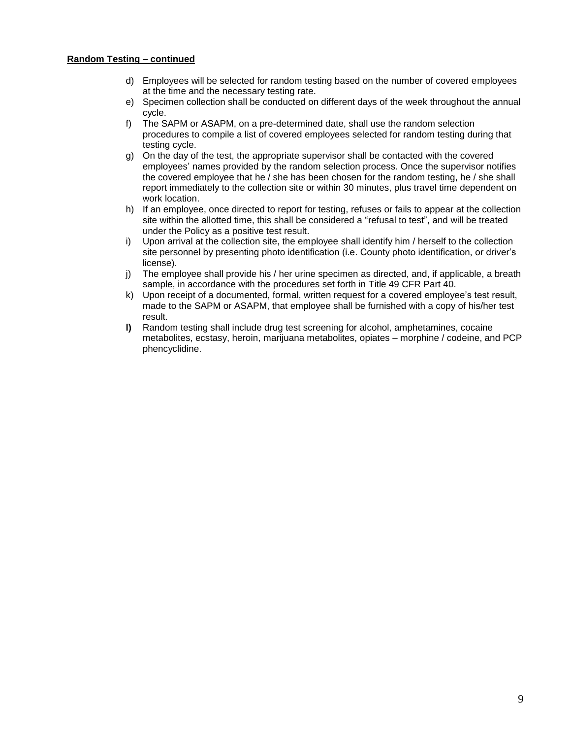**Random Testing – continued**

d) Employees will be selected for random testing based on the number of covered employees at the time and the necessary testing rate.

e) Specimen collection shall be conducted on different days of the week throughout the annual cycle.

f) The SAPM or ASAPM, on a pre-determined date, shall use the random selection procedures to compile a list of covered employees selected for random testing during that testing cycle.

g) On the day of the test, the appropriate supervisor shall be contacted with the covered employees' names provided by the random selection process. Once the supervisor notifies the covered employee that he / she has been chosen for the random testing, he / she shall report immediately to the collection site or within 30 minutes, plus travel time dependent on work location.

h) If an employee, once directed to report for testing, refuses or fails to appear at the collection site within the allotted time, this shall be considered a "refusal to test", and will be treated under the Policy as a positive test result.

i) Upon arrival at the collection site, the employee shall identify him / herself to the collection site personnel by presenting photo identification (i.e. County photo identification, or driver's license).

j) The employee shall provide his / her urine specimen as directed, and, if applicable, a breath sample, in accordance with the procedures set forth in Title 49 CFR Part 40.

k) Upon receipt of a documented, formal, written request for a covered employee's test result, made to the SAPM or ASAPM, that employee shall be furnished with a copy of his/her test result.

**l)** Random testing shall include drug test screening for alcohol, amphetamines, cocaine metabolites, ecstasy, heroin, marijuana metabolites, opiates – morphine / codeine, and PCP phencyclidine.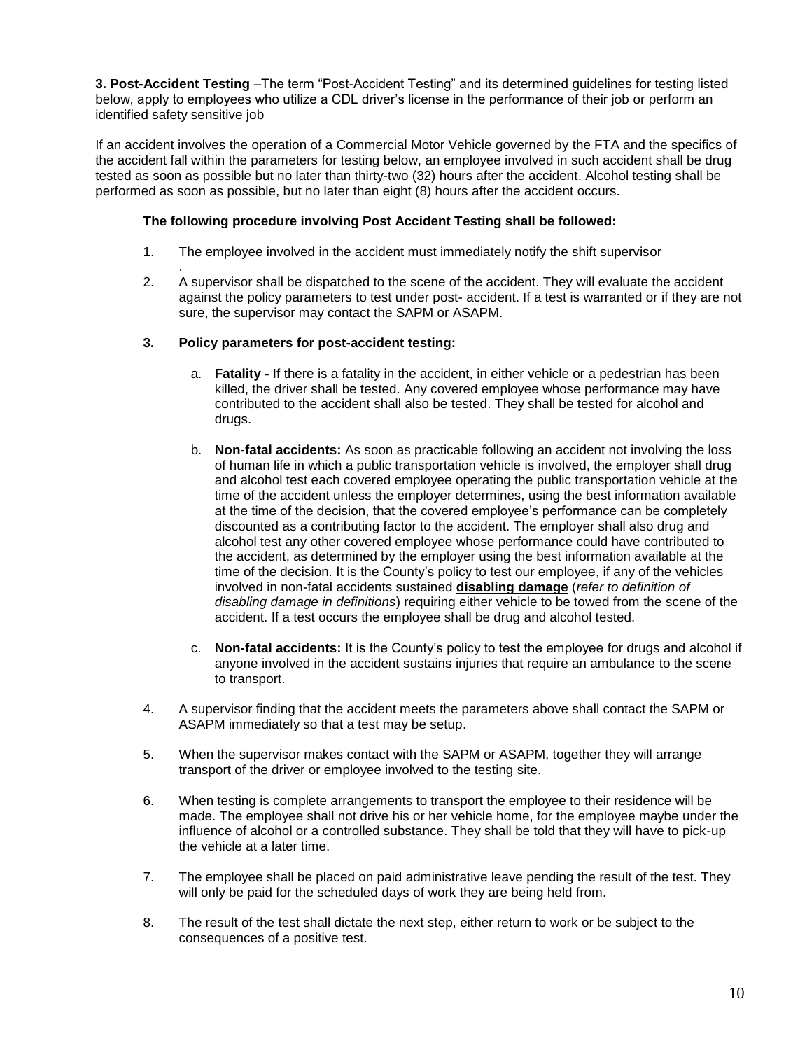**3. Post-Accident Testing** –The term "Post-Accident Testing" and its determined guidelines for testing listed below, apply to employees who utilize a CDL driver's license in the performance of their job or perform an identified safety sensitive job

If an accident involves the operation of a Commercial Motor Vehicle governed by the FTA and the specifics of the accident fall within the parameters for testing below, an employee involved in such accident shall be drug tested as soon as possible but no later than thirty-two (32) hours after the accident. Alcohol testing shall be performed as soon as possible, but no later than eight (8) hours after the accident occurs.

**The following procedure involving Post Accident Testing shall be followed:**

1. The employee involved in the accident must immediately notify the shift supervisor .
2. A supervisor shall be dispatched to the scene of the accident. They will evaluate the accident against the policy parameters to test under post- accident. If a test is warranted or if they are not sure, the supervisor may contact the SAPM or ASAPM.
3. **Policy parameters for post-accident testing:**
   a. **Fatality -** If there is a fatality in the accident, in either vehicle or a pedestrian has been killed, the driver shall be tested. Any covered employee whose performance may have contributed to the accident shall also be tested. They shall be tested for alcohol and drugs.

   b. **Non-fatal accidents:** As soon as practicable following an accident not involving the loss of human life in which a public transportation vehicle is involved, the employer shall drug and alcohol test each covered employee operating the public transportation vehicle at the time of the accident unless the employer determines, using the best information available at the time of the decision, that the covered employee's performance can be completely discounted as a contributing factor to the accident. The employer shall also drug and alcohol test any other covered employee whose performance could have contributed to the accident, as determined by the employer using the best information available at the time of the decision. It is the County's policy to test our employee, if any of the vehicles involved in non-fatal accidents sustained **disabling damage** (*refer to definition of disabling damage in definitions*) requiring either vehicle to be towed from the scene of the accident. If a test occurs the employee shall be drug and alcohol tested.

   c. **Non-fatal accidents:** It is the County's policy to test the employee for drugs and alcohol if anyone involved in the accident sustains injuries that require an ambulance to the scene to transport.
4. A supervisor finding that the accident meets the parameters above shall contact the SAPM or ASAPM immediately so that a test may be setup.
5. When the supervisor makes contact with the SAPM or ASAPM, together they will arrange transport of the driver or employee involved to the testing site.
6. When testing is complete arrangements to transport the employee to their residence will be made. The employee shall not drive his or her vehicle home, for the employee maybe under the influence of alcohol or a controlled substance. They shall be told that they will have to pick-up the vehicle at a later time.
7. The employee shall be placed on paid administrative leave pending the result of the test. They will only be paid for the scheduled days of work they are being held from.
8. The result of the test shall dictate the next step, either return to work or be subject to the consequences of a positive test.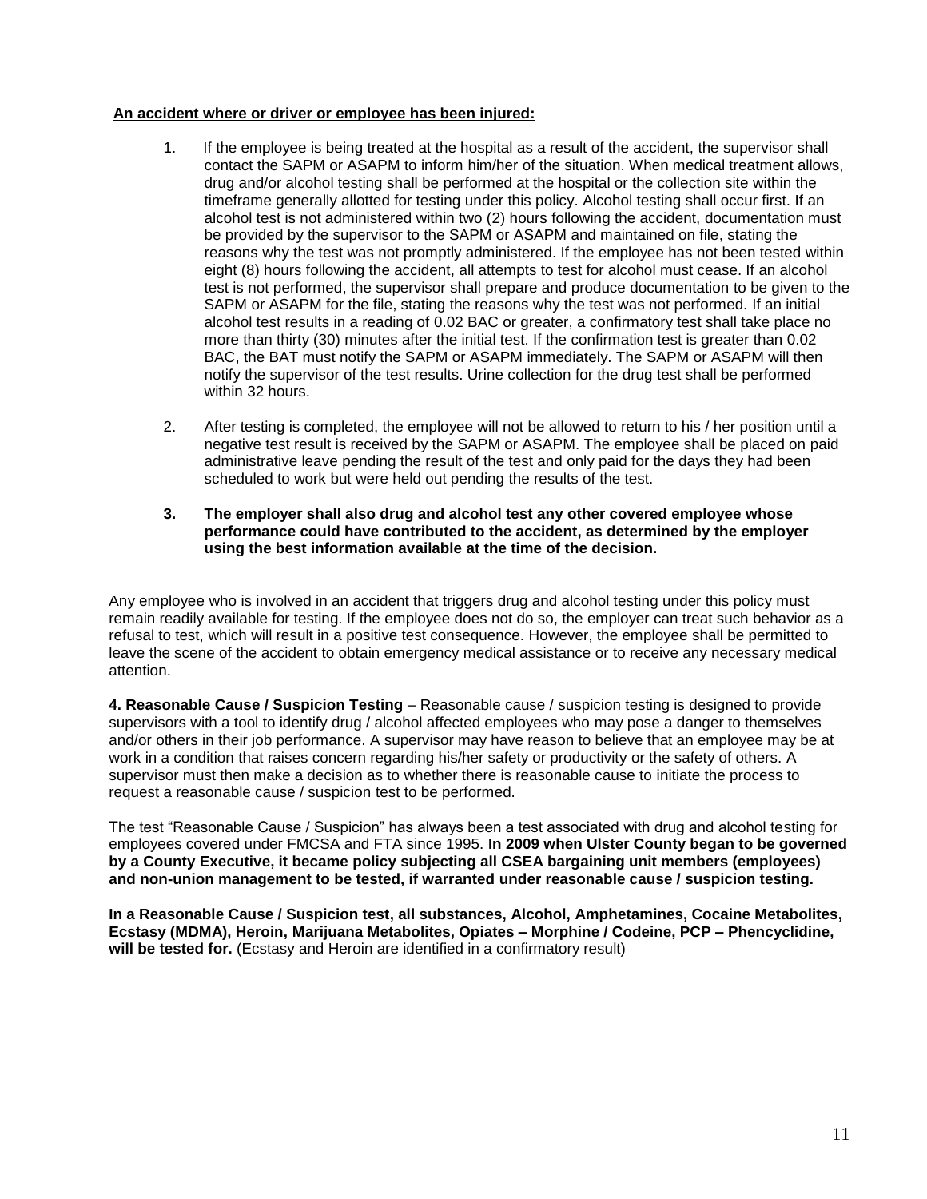**An accident where or driver or employee has been injured:**

1. If the employee is being treated at the hospital as a result of the accident, the supervisor shall contact the SAPM or ASAPM to inform him/her of the situation. When medical treatment allows, drug and/or alcohol testing shall be performed at the hospital or the collection site within the timeframe generally allotted for testing under this policy. Alcohol testing shall occur first. If an alcohol test is not administered within two (2) hours following the accident, documentation must be provided by the supervisor to the SAPM or ASAPM and maintained on file, stating the reasons why the test was not promptly administered. If the employee has not been tested within eight (8) hours following the accident, all attempts to test for alcohol must cease. If an alcohol test is not performed, the supervisor shall prepare and produce documentation to be given to the SAPM or ASAPM for the file, stating the reasons why the test was not performed. If an initial alcohol test results in a reading of 0.02 BAC or greater, a confirmatory test shall take place no more than thirty (30) minutes after the initial test. If the confirmation test is greater than 0.02 BAC, the BAT must notify the SAPM or ASAPM immediately. The SAPM or ASAPM will then notify the supervisor of the test results. Urine collection for the drug test shall be performed within 32 hours.

2. After testing is completed, the employee will not be allowed to return to his / her position until a negative test result is received by the SAPM or ASAPM. The employee shall be placed on paid administrative leave pending the result of the test and only paid for the days they had been scheduled to work but were held out pending the results of the test.

3. **The employer shall also drug and alcohol test any other covered employee whose performance could have contributed to the accident, as determined by the employer using the best information available at the time of the decision.**

Any employee who is involved in an accident that triggers drug and alcohol testing under this policy must remain readily available for testing. If the employee does not do so, the employer can treat such behavior as a refusal to test, which will result in a positive test consequence. However, the employee shall be permitted to leave the scene of the accident to obtain emergency medical assistance or to receive any necessary medical attention.

**4. Reasonable Cause / Suspicion Testing** – Reasonable cause / suspicion testing is designed to provide supervisors with a tool to identify drug / alcohol affected employees who may pose a danger to themselves and/or others in their job performance. A supervisor may have reason to believe that an employee may be at work in a condition that raises concern regarding his/her safety or productivity or the safety of others. A supervisor must then make a decision as to whether there is reasonable cause to initiate the process to request a reasonable cause / suspicion test to be performed.

The test "Reasonable Cause / Suspicion" has always been a test associated with drug and alcohol testing for employees covered under FMCSA and FTA since 1995. **In 2009 when Ulster County began to be governed by a County Executive, it became policy subjecting all CSEA bargaining unit members (employees) and non-union management to be tested, if warranted under reasonable cause / suspicion testing.**

**In a Reasonable Cause / Suspicion test, all substances, Alcohol, Amphetamines, Cocaine Metabolites, Ecstasy (MDMA), Heroin, Marijuana Metabolites, Opiates – Morphine / Codeine, PCP – Phencyclidine, will be tested for.** (Ecstasy and Heroin are identified in a confirmatory result)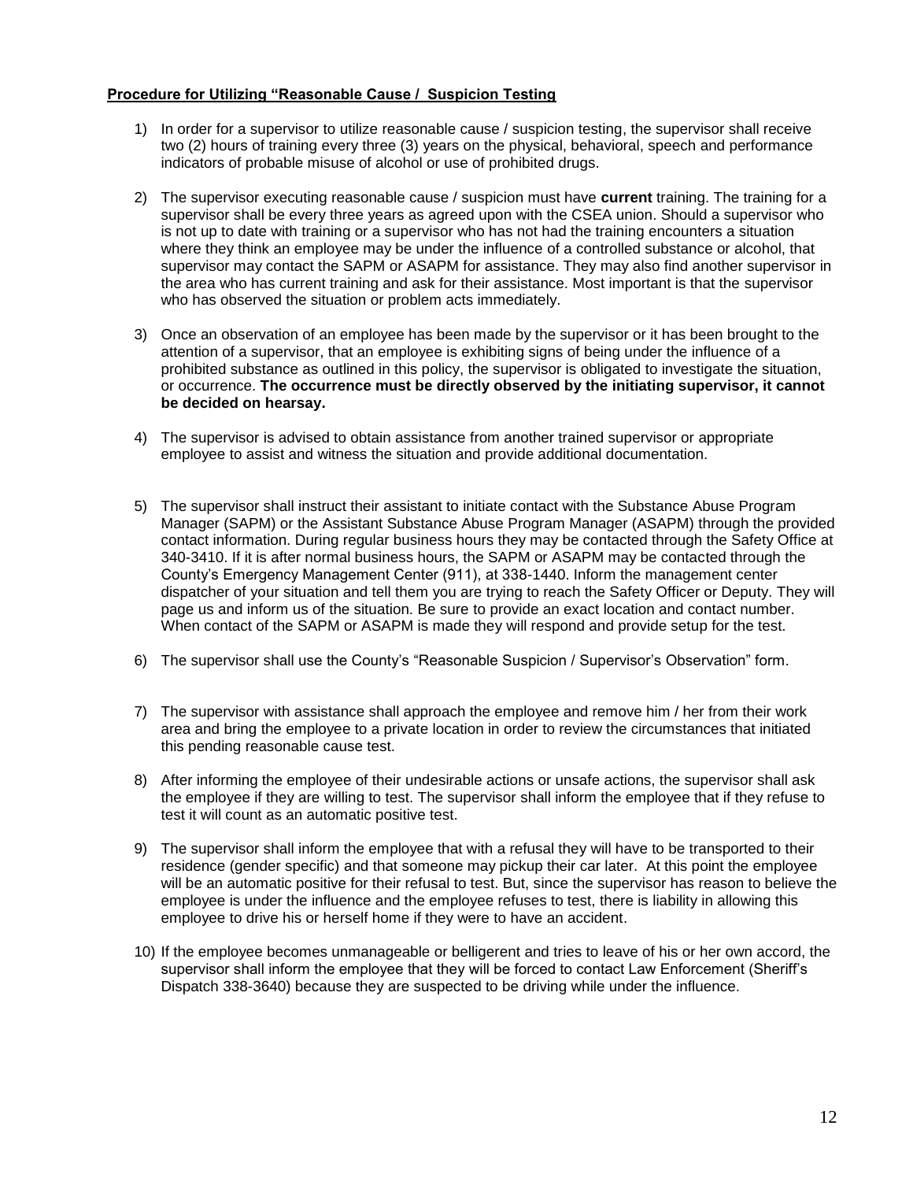**Procedure for Utilizing "Reasonable Cause / Suspicion Testing**

1) In order for a supervisor to utilize reasonable cause / suspicion testing, the supervisor shall receive two (2) hours of training every three (3) years on the physical, behavioral, speech and performance indicators of probable misuse of alcohol or use of prohibited drugs.

2) The supervisor executing reasonable cause / suspicion must have **current** training. The training for a supervisor shall be every three years as agreed upon with the CSEA union. Should a supervisor who is not up to date with training or a supervisor who has not had the training encounters a situation where they think an employee may be under the influence of a controlled substance or alcohol, that supervisor may contact the SAPM or ASAPM for assistance. They may also find another supervisor in the area who has current training and ask for their assistance. Most important is that the supervisor who has observed the situation or problem acts immediately.

3) Once an observation of an employee has been made by the supervisor or it has been brought to the attention of a supervisor, that an employee is exhibiting signs of being under the influence of a prohibited substance as outlined in this policy, the supervisor is obligated to investigate the situation, or occurrence. **The occurrence must be directly observed by the initiating supervisor, it cannot be decided on hearsay.**

4) The supervisor is advised to obtain assistance from another trained supervisor or appropriate employee to assist and witness the situation and provide additional documentation.

5) The supervisor shall instruct their assistant to initiate contact with the Substance Abuse Program Manager (SAPM) or the Assistant Substance Abuse Program Manager (ASAPM) through the provided contact information. During regular business hours they may be contacted through the Safety Office at 340-3410. If it is after normal business hours, the SAPM or ASAPM may be contacted through the County's Emergency Management Center (911), at 338-1440. Inform the management center dispatcher of your situation and tell them you are trying to reach the Safety Officer or Deputy. They will page us and inform us of the situation. Be sure to provide an exact location and contact number. When contact of the SAPM or ASAPM is made they will respond and provide setup for the test.

6) The supervisor shall use the County's "Reasonable Suspicion / Supervisor's Observation" form.

7) The supervisor with assistance shall approach the employee and remove him / her from their work area and bring the employee to a private location in order to review the circumstances that initiated this pending reasonable cause test.

8) After informing the employee of their undesirable actions or unsafe actions, the supervisor shall ask the employee if they are willing to test. The supervisor shall inform the employee that if they refuse to test it will count as an automatic positive test.

9) The supervisor shall inform the employee that with a refusal they will have to be transported to their residence (gender specific) and that someone may pickup their car later. At this point the employee will be an automatic positive for their refusal to test. But, since the supervisor has reason to believe the employee is under the influence and the employee refuses to test, there is liability in allowing this employee to drive his or herself home if they were to have an accident.

10) If the employee becomes unmanageable or belligerent and tries to leave of his or her own accord, the supervisor shall inform the employee that they will be forced to contact Law Enforcement (Sheriff's Dispatch 338-3640) because they are suspected to be driving while under the influence.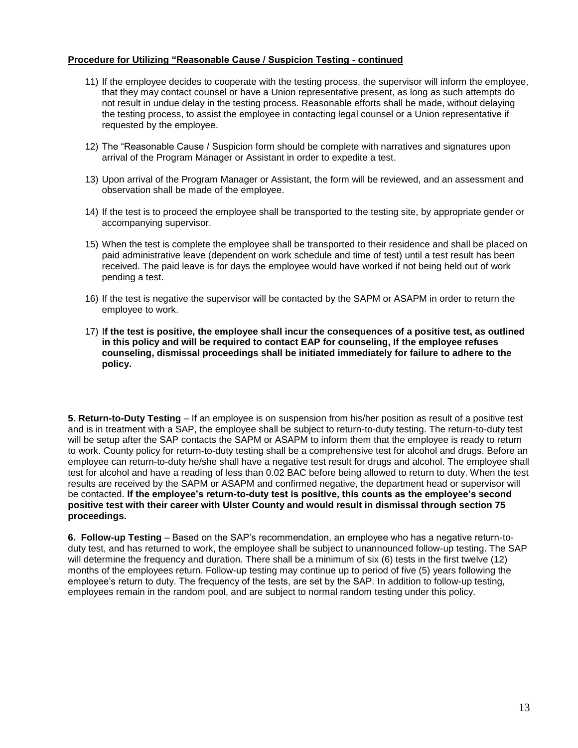**Procedure for Utilizing "Reasonable Cause / Suspicion Testing - continued**

11) If the employee decides to cooperate with the testing process, the supervisor will inform the employee, that they may contact counsel or have a Union representative present, as long as such attempts do not result in undue delay in the testing process. Reasonable efforts shall be made, without delaying the testing process, to assist the employee in contacting legal counsel or a Union representative if requested by the employee.

12) The "Reasonable Cause / Suspicion form should be complete with narratives and signatures upon arrival of the Program Manager or Assistant in order to expedite a test.

13) Upon arrival of the Program Manager or Assistant, the form will be reviewed, and an assessment and observation shall be made of the employee.

14) If the test is to proceed the employee shall be transported to the testing site, by appropriate gender or accompanying supervisor.

15) When the test is complete the employee shall be transported to their residence and shall be placed on paid administrative leave (dependent on work schedule and time of test) until a test result has been received. The paid leave is for days the employee would have worked if not being held out of work pending a test.

16) If the test is negative the supervisor will be contacted by the SAPM or ASAPM in order to return the employee to work.

17) I**f the test is positive, the employee shall incur the consequences of a positive test, as outlined in this policy and will be required to contact EAP for counseling, If the employee refuses counseling, dismissal proceedings shall be initiated immediately for failure to adhere to the policy.**

**5. Return-to-Duty Testing** – If an employee is on suspension from his/her position as result of a positive test and is in treatment with a SAP, the employee shall be subject to return-to-duty testing. The return-to-duty test will be setup after the SAP contacts the SAPM or ASAPM to inform them that the employee is ready to return to work. County policy for return-to-duty testing shall be a comprehensive test for alcohol and drugs. Before an employee can return-to-duty he/she shall have a negative test result for drugs and alcohol. The employee shall test for alcohol and have a reading of less than 0.02 BAC before being allowed to return to duty. When the test results are received by the SAPM or ASAPM and confirmed negative, the department head or supervisor will be contacted. **If the employee's return-to-duty test is positive, this counts as the employee's second positive test with their career with Ulster County and would result in dismissal through section 75 proceedings.**

**6. Follow-up Testing** – Based on the SAP's recommendation, an employee who has a negative return-to-duty test, and has returned to work, the employee shall be subject to unannounced follow-up testing. The SAP will determine the frequency and duration. There shall be a minimum of six (6) tests in the first twelve (12) months of the employees return. Follow-up testing may continue up to period of five (5) years following the employee's return to duty. The frequency of the tests, are set by the SAP. In addition to follow-up testing, employees remain in the random pool, and are subject to normal random testing under this policy.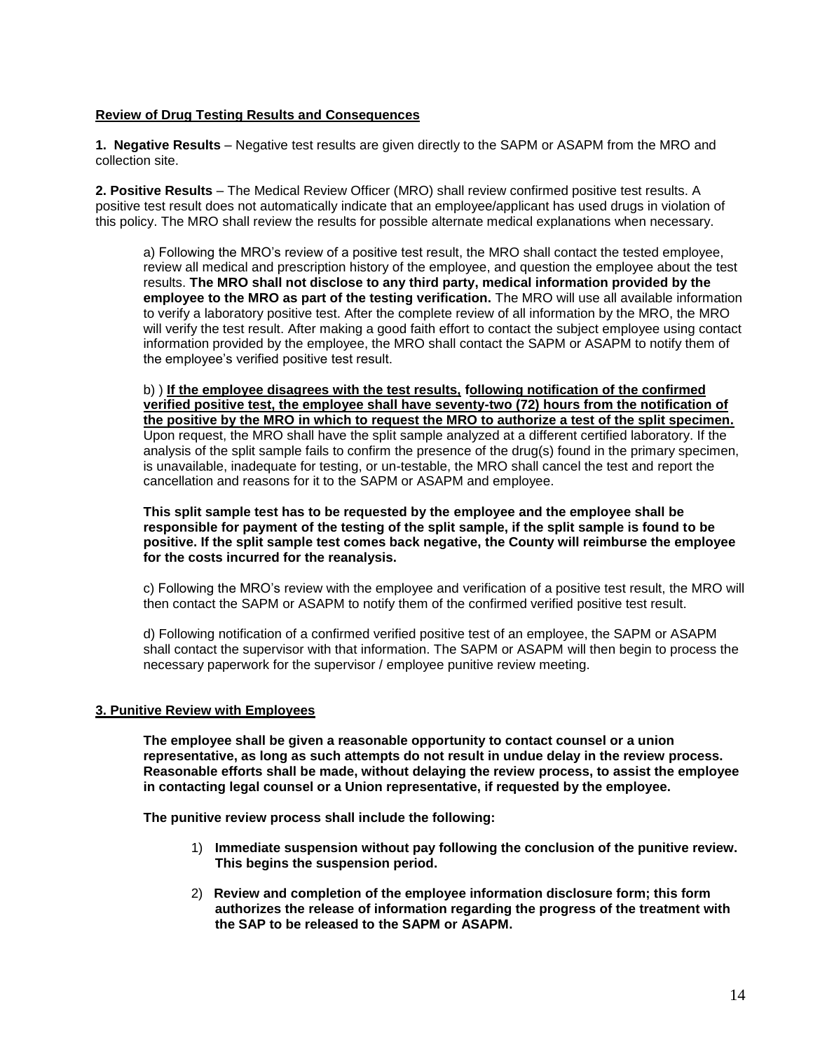## Review of Drug Testing Results and Consequences

**1. Negative Results** – Negative test results are given directly to the SAPM or ASAPM from the MRO and collection site.

**2. Positive Results** – The Medical Review Officer (MRO) shall review confirmed positive test results. A positive test result does not automatically indicate that an employee/applicant has used drugs in violation of this policy. The MRO shall review the results for possible alternate medical explanations when necessary.

a) Following the MRO's review of a positive test result, the MRO shall contact the tested employee, review all medical and prescription history of the employee, and question the employee about the test results. **The MRO shall not disclose to any third party, medical information provided by the employee to the MRO as part of the testing verification.** The MRO will use all available information to verify a laboratory positive test. After the complete review of all information by the MRO, the MRO will verify the test result. After making a good faith effort to contact the subject employee using contact information provided by the employee, the MRO shall contact the SAPM or ASAPM to notify them of the employee's verified positive test result.

b) ) **If the employee disagrees with the test results, following notification of the confirmed verified positive test, the employee shall have seventy-two (72) hours from the notification of the positive by the MRO in which to request the MRO to authorize a test of the split specimen.** Upon request, the MRO shall have the split sample analyzed at a different certified laboratory. If the analysis of the split sample fails to confirm the presence of the drug(s) found in the primary specimen, is unavailable, inadequate for testing, or un-testable, the MRO shall cancel the test and report the cancellation and reasons for it to the SAPM or ASAPM and employee.

**This split sample test has to be requested by the employee and the employee shall be responsible for payment of the testing of the split sample, if the split sample is found to be positive. If the split sample test comes back negative, the County will reimburse the employee for the costs incurred for the reanalysis.**

c) Following the MRO's review with the employee and verification of a positive test result, the MRO will then contact the SAPM or ASAPM to notify them of the confirmed verified positive test result.

d) Following notification of a confirmed verified positive test of an employee, the SAPM or ASAPM shall contact the supervisor with that information. The SAPM or ASAPM will then begin to process the necessary paperwork for the supervisor / employee punitive review meeting.

## 3. Punitive Review with Employees

**The employee shall be given a reasonable opportunity to contact counsel or a union representative, as long as such attempts do not result in undue delay in the review process. Reasonable efforts shall be made, without delaying the review process, to assist the employee in contacting legal counsel or a Union representative, if requested by the employee.**

**The punitive review process shall include the following:**

1) **Immediate suspension without pay following the conclusion of the punitive review. This begins the suspension period.**

2) **Review and completion of the employee information disclosure form; this form authorizes the release of information regarding the progress of the treatment with the SAP to be released to the SAPM or ASAPM.**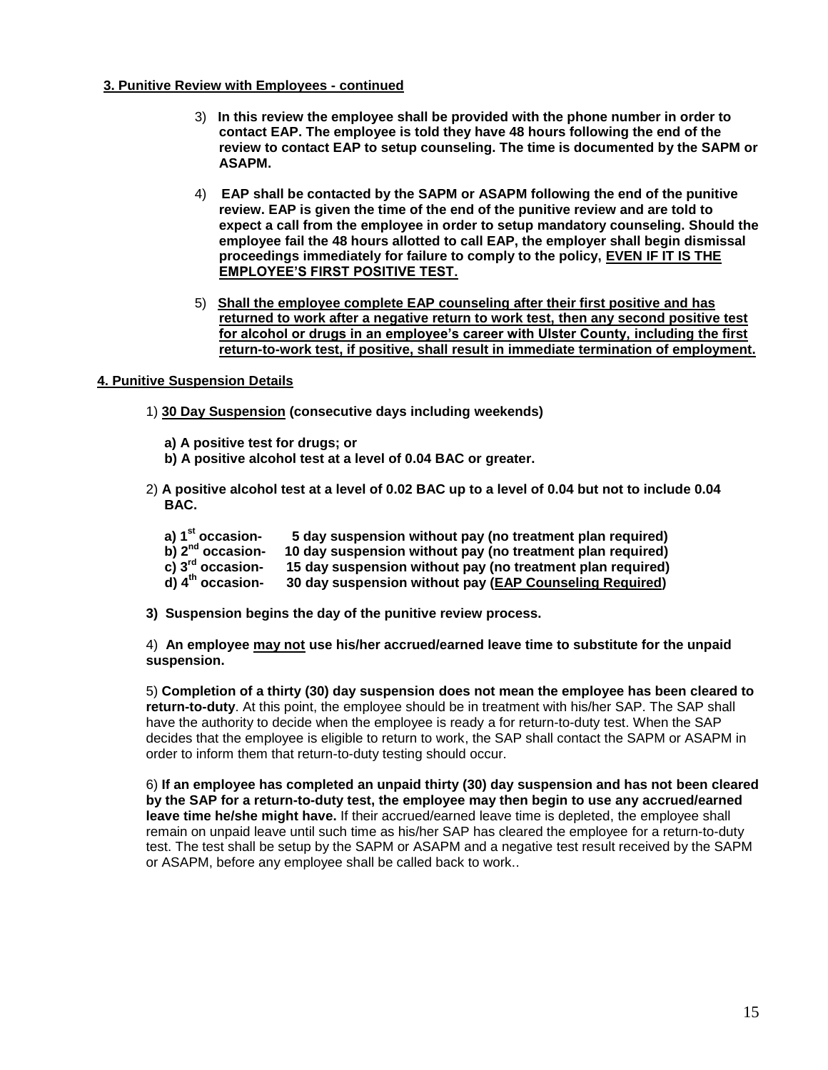**3. Punitive Review with Employees - continued**

3) **In this review the employee shall be provided with the phone number in order to contact EAP. The employee is told they have 48 hours following the end of the review to contact EAP to setup counseling. The time is documented by the SAPM or ASAPM.**

4) **EAP shall be contacted by the SAPM or ASAPM following the end of the punitive review. EAP is given the time of the end of the punitive review and are told to expect a call from the employee in order to setup mandatory counseling. Should the employee fail the 48 hours allotted to call EAP, the employer shall begin dismissal proceedings immediately for failure to comply to the policy, <u>EVEN IF IT IS THE EMPLOYEE'S FIRST POSITIVE TEST.</u>**

5) **<u>Shall the employee complete EAP counseling after their first positive and has returned to work after a negative return to work test, then any second positive test for alcohol or drugs in an employee's career with Ulster County, including the first return-to-work test, if positive, shall result in immediate termination of employment.</u>**

**4. Punitive Suspension Details**

1) **<u>30 Day Suspension</u> (consecutive days including weekends)**

**a) A positive test for drugs; or**
**b) A positive alcohol test at a level of 0.04 BAC or greater.**

2) **A positive alcohol test at a level of 0.02 BAC up to a level of 0.04 but not to include 0.04 BAC.**

**a) 1st occasion- 5 day suspension without pay (no treatment plan required)**
**b) 2nd occasion- 10 day suspension without pay (no treatment plan required)**
**c) 3rd occasion- 15 day suspension without pay (no treatment plan required)**
**d) 4th occasion- 30 day suspension without pay (<u>EAP Counseling Required</u>)**

**3) Suspension begins the day of the punitive review process.**

4) **An employee <u>may not</u> use his/her accrued/earned leave time to substitute for the unpaid suspension.**

5) **Completion of a thirty (30) day suspension does not mean the employee has been cleared to return-to-duty**. At this point, the employee should be in treatment with his/her SAP. The SAP shall have the authority to decide when the employee is ready a for return-to-duty test. When the SAP decides that the employee is eligible to return to work, the SAP shall contact the SAPM or ASAPM in order to inform them that return-to-duty testing should occur.

6) **If an employee has completed an unpaid thirty (30) day suspension and has not been cleared by the SAP for a return-to-duty test, the employee may then begin to use any accrued/earned leave time he/she might have.** If their accrued/earned leave time is depleted, the employee shall remain on unpaid leave until such time as his/her SAP has cleared the employee for a return-to-duty test. The test shall be setup by the SAPM or ASAPM and a negative test result received by the SAPM or ASAPM, before any employee shall be called back to work..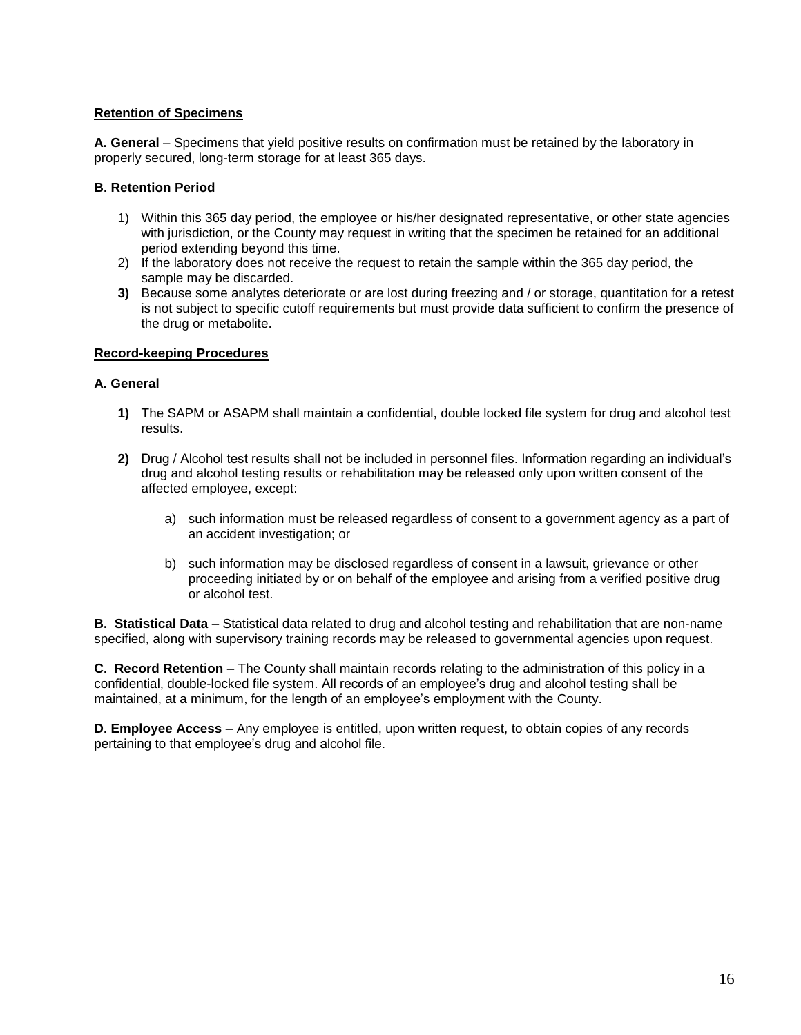## Retention of Specimens

**A. General** – Specimens that yield positive results on confirmation must be retained by the laboratory in properly secured, long-term storage for at least 365 days.

**B. Retention Period**

1) Within this 365 day period, the employee or his/her designated representative, or other state agencies with jurisdiction, or the County may request in writing that the specimen be retained for an additional period extending beyond this time.
2) If the laboratory does not receive the request to retain the sample within the 365 day period, the sample may be discarded.
3) Because some analytes deteriorate or are lost during freezing and / or storage, quantitation for a retest is not subject to specific cutoff requirements but must provide data sufficient to confirm the presence of the drug or metabolite.

## Record-keeping Procedures

**A. General**

1) The SAPM or ASAPM shall maintain a confidential, double locked file system for drug and alcohol test results.

2) Drug / Alcohol test results shall not be included in personnel files. Information regarding an individual's drug and alcohol testing results or rehabilitation may be released only upon written consent of the affected employee, except:

   a) such information must be released regardless of consent to a government agency as a part of an accident investigation; or

   b) such information may be disclosed regardless of consent in a lawsuit, grievance or other proceeding initiated by or on behalf of the employee and arising from a verified positive drug or alcohol test.

**B. Statistical Data** – Statistical data related to drug and alcohol testing and rehabilitation that are non-name specified, along with supervisory training records may be released to governmental agencies upon request.

**C. Record Retention** – The County shall maintain records relating to the administration of this policy in a confidential, double-locked file system. All records of an employee's drug and alcohol testing shall be maintained, at a minimum, for the length of an employee's employment with the County.

**D. Employee Access** – Any employee is entitled, upon written request, to obtain copies of any records pertaining to that employee's drug and alcohol file.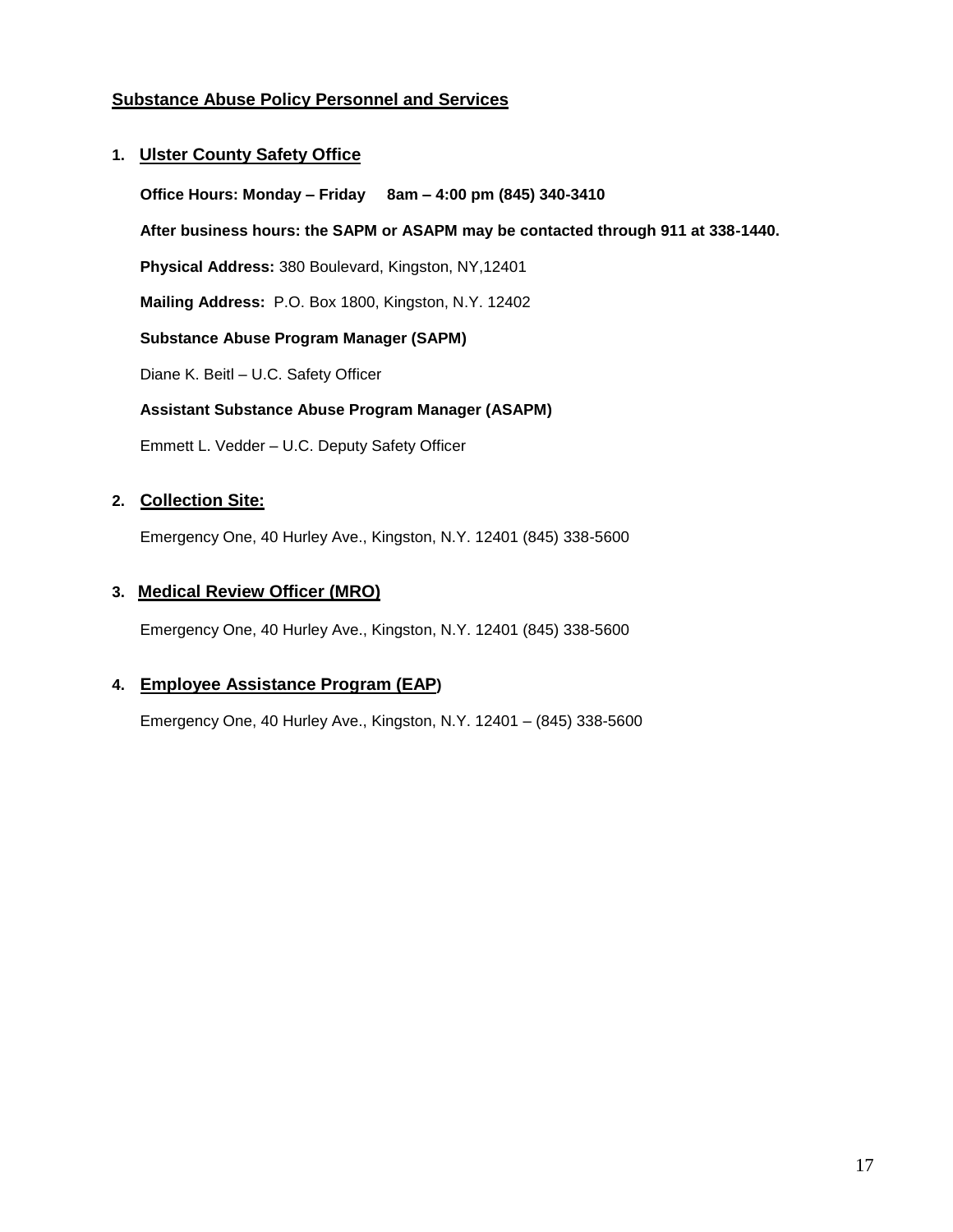## Substance Abuse Policy Personnel and Services

### 1. Ulster County Safety Office

**Office Hours: Monday – Friday 8am – 4:00 pm (845) 340-3410**

**After business hours: the SAPM or ASAPM may be contacted through 911 at 338-1440.**

**Physical Address:** 380 Boulevard, Kingston, NY,12401

**Mailing Address:** P.O. Box 1800, Kingston, N.Y. 12402

**Substance Abuse Program Manager (SAPM)**

Diane K. Beitl – U.C. Safety Officer

**Assistant Substance Abuse Program Manager (ASAPM)**

Emmett L. Vedder – U.C. Deputy Safety Officer

### 2. Collection Site:

Emergency One, 40 Hurley Ave., Kingston, N.Y. 12401 (845) 338-5600

### 3. Medical Review Officer (MRO)

Emergency One, 40 Hurley Ave., Kingston, N.Y. 12401 (845) 338-5600

### 4. Employee Assistance Program (EAP)

Emergency One, 40 Hurley Ave., Kingston, N.Y. 12401 – (845) 338-5600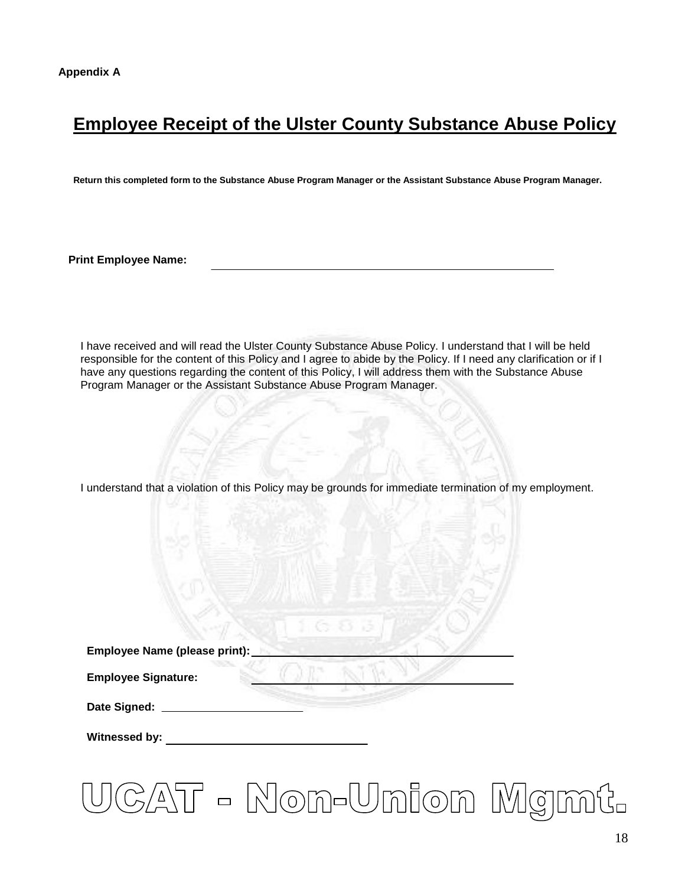**Appendix A**

# Employee Receipt of the Ulster County Substance Abuse Policy

**Return this completed form to the Substance Abuse Program Manager or the Assistant Substance Abuse Program Manager.**

**Print Employee Name:** \_\_\_\_\_\_\_\_\_\_\_\_\_\_\_\_\_\_\_\_\_\_\_\_\_\_\_\_\_\_\_\_\_\_\_\_\_\_\_\_

I have received and will read the Ulster County Substance Abuse Policy. I understand that I will be held responsible for the content of this Policy and I agree to abide by the Policy. If I need any clarification or if I have any questions regarding the content of this Policy, I will address them with the Substance Abuse Program Manager or the Assistant Substance Abuse Program Manager.

I understand that a violation of this Policy may be grounds for immediate termination of my employment.

**Employee Name (please print):** \_\_\_\_\_\_\_\_\_\_\_\_\_\_\_\_\_\_\_\_\_\_\_\_\_\_\_\_\_\_\_\_

**Employee Signature:** \_\_\_\_\_\_\_\_\_\_\_\_\_\_\_\_\_\_\_\_\_\_\_\_\_\_\_\_\_\_\_\_

**Date Signed:** \_\_\_\_\_\_\_\_\_\_\_\_\_\_\_\_\_\_

**Witnessed by:** \_\_\_\_\_\_\_\_\_\_\_\_\_\_\_\_\_\_\_\_\_\_\_\_

**UCAT - Non-Union Mgmt.**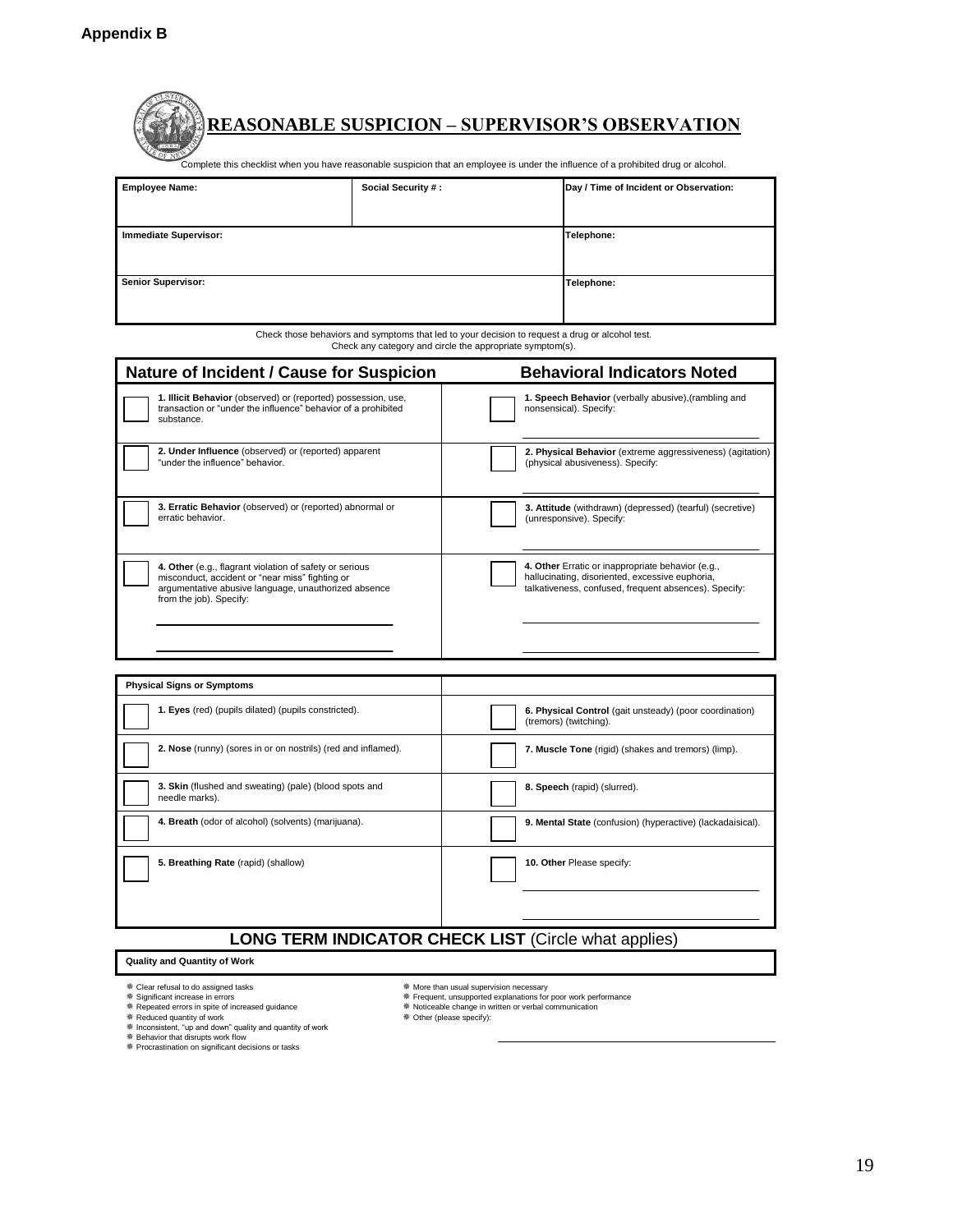**Appendix B**

# REASONABLE SUSPICION – SUPERVISOR'S OBSERVATION

Complete this checklist when you have reasonable suspicion that an employee is under the influence of a prohibited drug or alcohol.

| Employee Name: | Social Security # : | Day / Time of Incident or Observation: |
|---|---|---|
| Immediate Supervisor: | | Telephone: |
| Senior Supervisor: | | Telephone: |

Check those behaviors and symptoms that led to your decision to request a drug or alcohol test.
Check any category and circle the appropriate symptom(s).

| Nature of Incident / Cause for Suspicion | Behavioral Indicators Noted |
|---|---|
| ☐ **1. Illicit Behavior** (observed) or (reported) possession, use, transaction or "under the influence" behavior of a prohibited substance. | ☐ **1. Speech Behavior** (verbally abusive),(rambling and nonsensical). Specify: ____________________ |
| ☐ **2. Under Influence** (observed) or (reported) apparent "under the influence" behavior. | ☐ **2. Physical Behavior** (extreme aggressiveness) (agitation) (physical abusiveness). Specify: ____________________ |
| ☐ **3. Erratic Behavior** (observed) or (reported) abnormal or erratic behavior. | ☐ **3. Attitude** (withdrawn) (depressed) (tearful) (secretive) (unresponsive). Specify: ____________________ |
| ☐ **4. Other** (e.g., flagrant violation of safety or serious misconduct, accident or "near miss" fighting or argumentative abusive language, unauthorized absence from the job). Specify: ____________________ ____________________ | ☐ **4. Other** Erratic or inappropriate behavior (e.g., hallucinating, disoriented, excessive euphoria, talkativeness, confused, frequent absences). Specify: ____________________ ____________________ |

| Physical Signs or Symptoms | |
|---|---|
| ☐ **1. Eyes** (red) (pupils dilated) (pupils constricted). | ☐ **6. Physical Control** (gait unsteady) (poor coordination) (tremors) (twitching). |
| ☐ **2. Nose** (runny) (sores in or on nostrils) (red and inflamed). | ☐ **7. Muscle Tone** (rigid) (shakes and tremors) (limp). |
| ☐ **3. Skin** (flushed and sweating) (pale) (blood spots and needle marks). | ☐ **8. Speech** (rapid) (slurred). |
| ☐ **4. Breath** (odor of alcohol) (solvents) (marijuana). | ☐ **9. Mental State** (confusion) (hyperactive) (lackadaisical). |
| ☐ **5. Breathing Rate** (rapid) (shallow) | ☐ **10. Other** Please specify: ____________________ ____________________ |

## LONG TERM INDICATOR CHECK LIST (Circle what applies)

**Quality and Quantity of Work**

- Clear refusal to do assigned tasks
- Significant increase in errors
- Repeated errors in spite of increased guidance
- Reduced quantity of work
- Inconsistent, "up and down" quality and quantity of work
- Behavior that disrupts work flow
- Procrastination on significant decisions or tasks
- More than usual supervision necessary
- Frequent, unsupported explanations for poor work performance
- Noticeable change in written or verbal communication
- Other (please specify): ____________________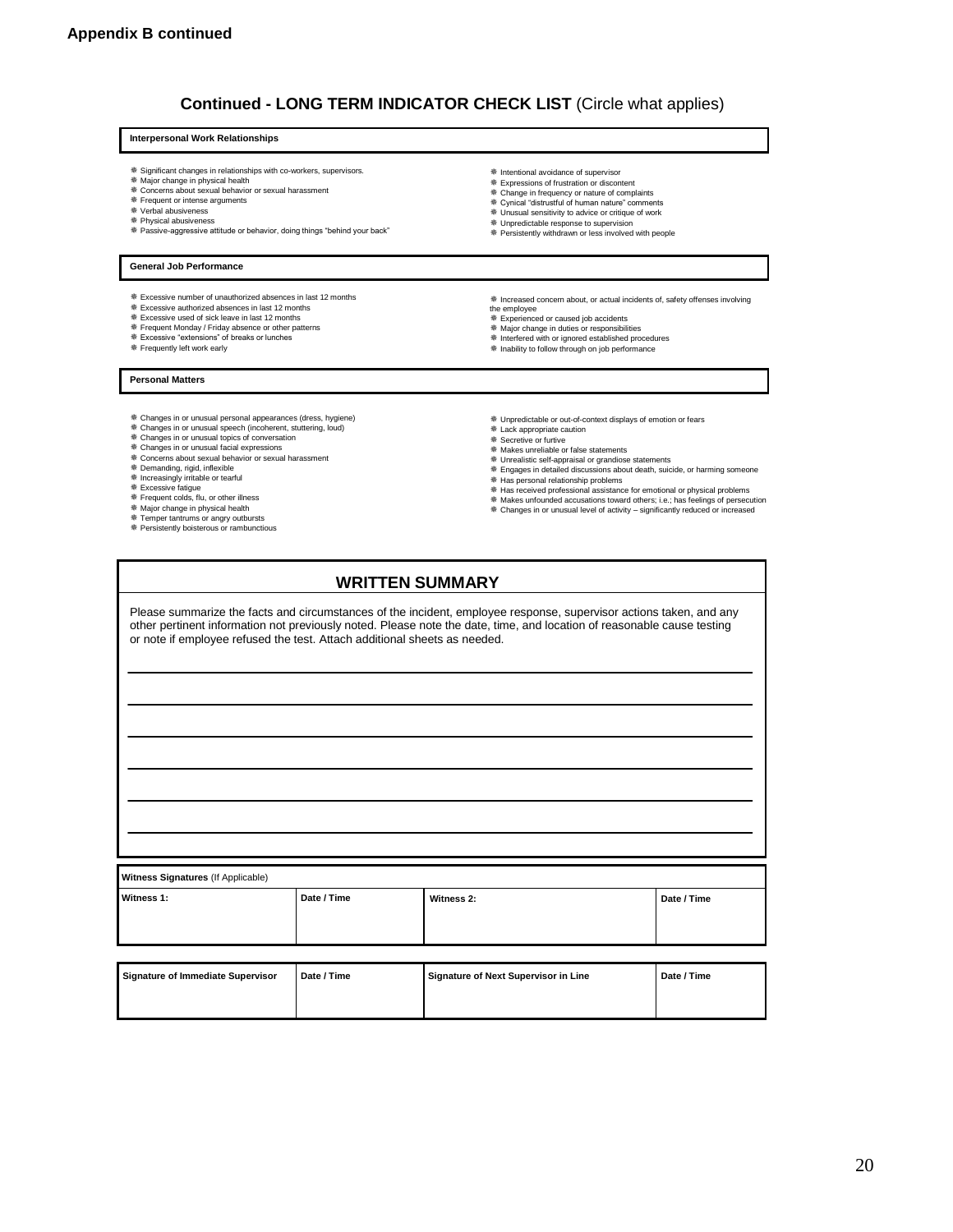**Appendix B continued**

## Continued - LONG TERM INDICATOR CHECK LIST (Circle what applies)

### Interpersonal Work Relationships

- Significant changes in relationships with co-workers, supervisors.
- Major change in physical health
- Concerns about sexual behavior or sexual harassment
- Frequent or intense arguments
- Verbal abusiveness
- Physical abusiveness
- Passive-aggressive attitude or behavior, doing things "behind your back"
- Intentional avoidance of supervisor
- Expressions of frustration or discontent
- Change in frequency or nature of complaints
- Cynical "distrustful of human nature" comments
- Unusual sensitivity to advice or critique of work
- Unpredictable response to supervision
- Persistently withdrawn or less involved with people

### General Job Performance

- Excessive number of unauthorized absences in last 12 months
- Excessive authorized absences in last 12 months
- Excessive used of sick leave in last 12 months
- Frequent Monday / Friday absence or other patterns
- Excessive "extensions" of breaks or lunches
- Frequently left work early
- Increased concern about, or actual incidents of, safety offenses involving the employee
- Experienced or caused job accidents
- Major change in duties or responsibilities
- Interfered with or ignored established procedures
- Inability to follow through on job performance

### Personal Matters

- Changes in or unusual personal appearances (dress, hygiene)
- Changes in or unusual speech (incoherent, stuttering, loud)
- Changes in or unusual topics of conversation
- Changes in or unusual facial expressions
- Concerns about sexual behavior or sexual harassment
- Demanding, rigid, inflexible
- Increasingly irritable or tearful
- Excessive fatigue
- Frequent colds, flu, or other illness
- Major change in physical health
- Temper tantrums or angry outbursts
- Persistently boisterous or rambunctious
- Unpredictable or out-of-context displays of emotion or fears
- Lack appropriate caution
- Secretive or furtive
- Makes unreliable or false statements
- Unrealistic self-appraisal or grandiose statements
- Engages in detailed discussions about death, suicide, or harming someone
- Has personal relationship problems
- Has received professional assistance for emotional or physical problems
- Makes unfounded accusations toward others; i.e.; has feelings of persecution
- Changes in or unusual level of activity – significantly reduced or increased

## WRITTEN SUMMARY

Please summarize the facts and circumstances of the incident, employee response, supervisor actions taken, and any other pertinent information not previously noted. Please note the date, time, and location of reasonable cause testing or note if employee refused the test. Attach additional sheets as needed.

______________________________________________________________________

______________________________________________________________________

______________________________________________________________________

______________________________________________________________________

______________________________________________________________________

______________________________________________________________________

**Witness Signatures** (If Applicable)

| Witness 1: | Date / Time | Witness 2: | Date / Time |
|---|---|---|---|
| | | | |

| Signature of Immediate Supervisor | Date / Time | Signature of Next Supervisor in Line | Date / Time |
|---|---|---|---|
| | | | |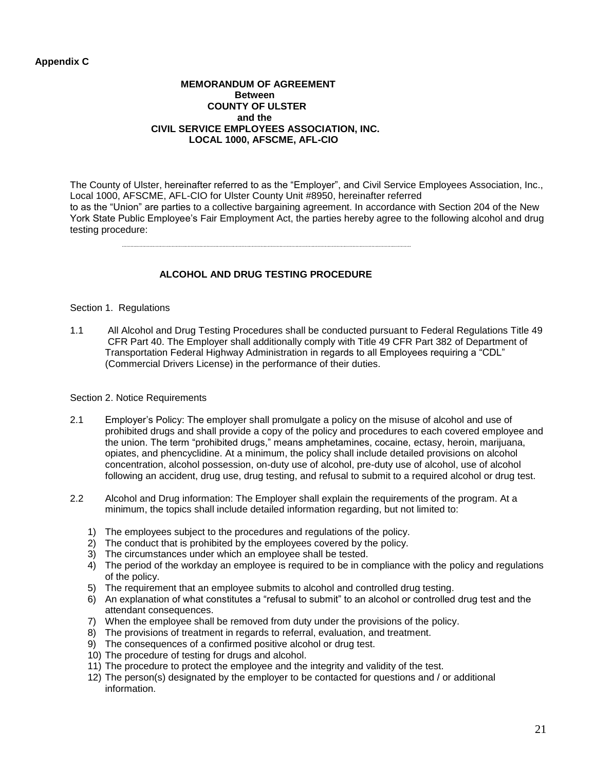**Appendix C**

**MEMORANDUM OF AGREEMENT**
**Between**
**COUNTY OF ULSTER**
**and the**
**CIVIL SERVICE EMPLOYEES ASSOCIATION, INC.**
**LOCAL 1000, AFSCME, AFL-CIO**

The County of Ulster, hereinafter referred to as the "Employer", and Civil Service Employees Association, Inc., Local 1000, AFSCME, AFL-CIO for Ulster County Unit #8950, hereinafter referred to as the "Union" are parties to a collective bargaining agreement. In accordance with Section 204 of the New York State Public Employee's Fair Employment Act, the parties hereby agree to the following alcohol and drug testing procedure:

---

## ALCOHOL AND DRUG TESTING PROCEDURE

Section 1. Regulations

1.1 All Alcohol and Drug Testing Procedures shall be conducted pursuant to Federal Regulations Title 49 CFR Part 40. The Employer shall additionally comply with Title 49 CFR Part 382 of Department of Transportation Federal Highway Administration in regards to all Employees requiring a "CDL" (Commercial Drivers License) in the performance of their duties.

Section 2. Notice Requirements

2.1 Employer's Policy: The employer shall promulgate a policy on the misuse of alcohol and use of prohibited drugs and shall provide a copy of the policy and procedures to each covered employee and the union. The term "prohibited drugs," means amphetamines, cocaine, ectasy, heroin, marijuana, opiates, and phencyclidine. At a minimum, the policy shall include detailed provisions on alcohol concentration, alcohol possession, on-duty use of alcohol, pre-duty use of alcohol, use of alcohol following an accident, drug use, drug testing, and refusal to submit to a required alcohol or drug test.

2.2 Alcohol and Drug information: The Employer shall explain the requirements of the program. At a minimum, the topics shall include detailed information regarding, but not limited to:

1) The employees subject to the procedures and regulations of the policy.
2) The conduct that is prohibited by the employees covered by the policy.
3) The circumstances under which an employee shall be tested.
4) The period of the workday an employee is required to be in compliance with the policy and regulations of the policy.
5) The requirement that an employee submits to alcohol and controlled drug testing.
6) An explanation of what constitutes a "refusal to submit" to an alcohol or controlled drug test and the attendant consequences.
7) When the employee shall be removed from duty under the provisions of the policy.
8) The provisions of treatment in regards to referral, evaluation, and treatment.
9) The consequences of a confirmed positive alcohol or drug test.
10) The procedure of testing for drugs and alcohol.
11) The procedure to protect the employee and the integrity and validity of the test.
12) The person(s) designated by the employer to be contacted for questions and / or additional information.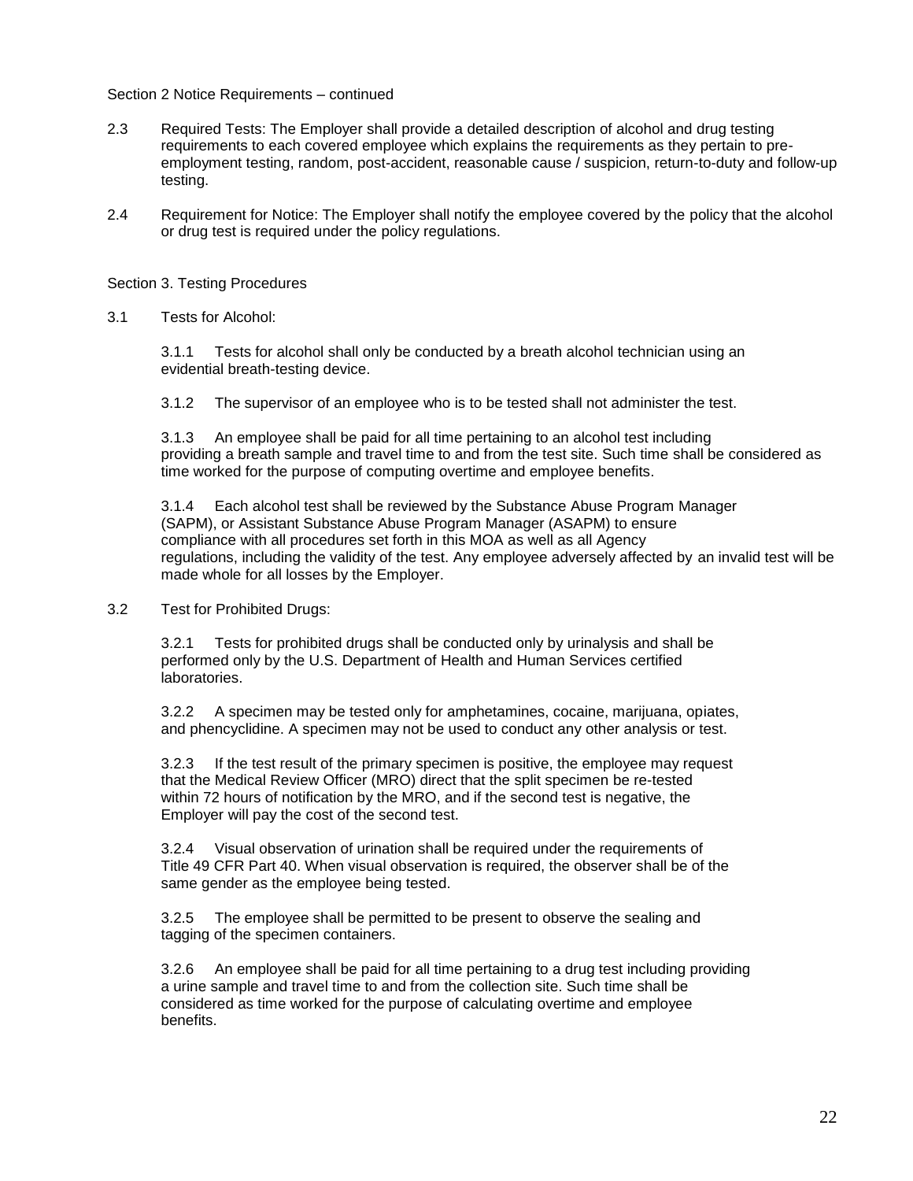Section 2 Notice Requirements – continued

2.3 Required Tests: The Employer shall provide a detailed description of alcohol and drug testing requirements to each covered employee which explains the requirements as they pertain to pre-employment testing, random, post-accident, reasonable cause / suspicion, return-to-duty and follow-up testing.

2.4 Requirement for Notice: The Employer shall notify the employee covered by the policy that the alcohol or drug test is required under the policy regulations.

Section 3. Testing Procedures

3.1 Tests for Alcohol:

3.1.1 Tests for alcohol shall only be conducted by a breath alcohol technician using an evidential breath-testing device.

3.1.2 The supervisor of an employee who is to be tested shall not administer the test.

3.1.3 An employee shall be paid for all time pertaining to an alcohol test including providing a breath sample and travel time to and from the test site. Such time shall be considered as time worked for the purpose of computing overtime and employee benefits.

3.1.4 Each alcohol test shall be reviewed by the Substance Abuse Program Manager (SAPM), or Assistant Substance Abuse Program Manager (ASAPM) to ensure compliance with all procedures set forth in this MOA as well as all Agency regulations, including the validity of the test. Any employee adversely affected by an invalid test will be made whole for all losses by the Employer.

3.2 Test for Prohibited Drugs:

3.2.1 Tests for prohibited drugs shall be conducted only by urinalysis and shall be performed only by the U.S. Department of Health and Human Services certified laboratories.

3.2.2 A specimen may be tested only for amphetamines, cocaine, marijuana, opiates, and phencyclidine. A specimen may not be used to conduct any other analysis or test.

3.2.3 If the test result of the primary specimen is positive, the employee may request that the Medical Review Officer (MRO) direct that the split specimen be re-tested within 72 hours of notification by the MRO, and if the second test is negative, the Employer will pay the cost of the second test.

3.2.4 Visual observation of urination shall be required under the requirements of Title 49 CFR Part 40. When visual observation is required, the observer shall be of the same gender as the employee being tested.

3.2.5 The employee shall be permitted to be present to observe the sealing and tagging of the specimen containers.

3.2.6 An employee shall be paid for all time pertaining to a drug test including providing a urine sample and travel time to and from the collection site. Such time shall be considered as time worked for the purpose of calculating overtime and employee benefits.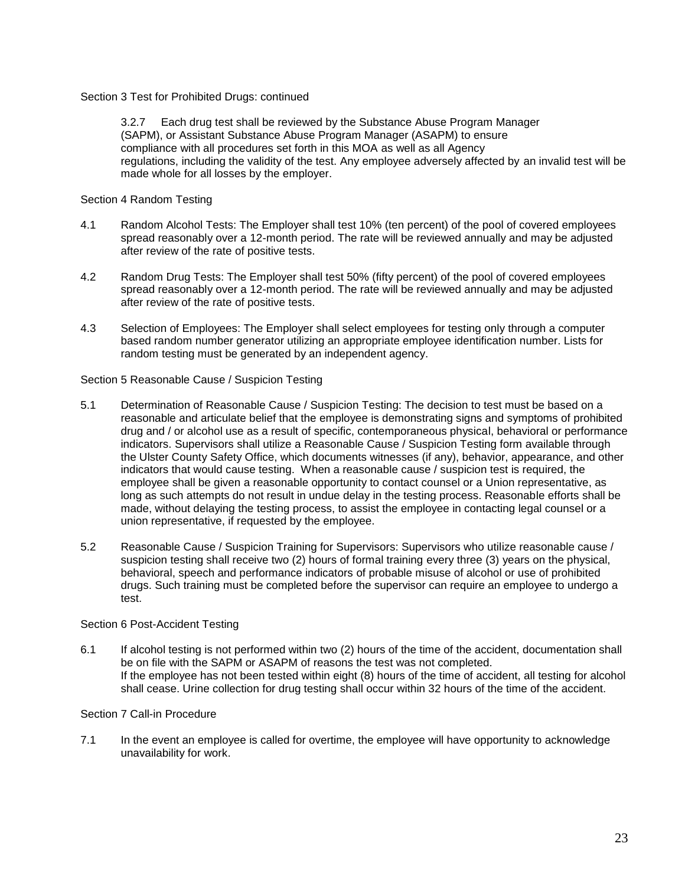Section 3 Test for Prohibited Drugs: continued

3.2.7 Each drug test shall be reviewed by the Substance Abuse Program Manager (SAPM), or Assistant Substance Abuse Program Manager (ASAPM) to ensure compliance with all procedures set forth in this MOA as well as all Agency regulations, including the validity of the test. Any employee adversely affected by an invalid test will be made whole for all losses by the employer.

Section 4 Random Testing

4.1 Random Alcohol Tests: The Employer shall test 10% (ten percent) of the pool of covered employees spread reasonably over a 12-month period. The rate will be reviewed annually and may be adjusted after review of the rate of positive tests.

4.2 Random Drug Tests: The Employer shall test 50% (fifty percent) of the pool of covered employees spread reasonably over a 12-month period. The rate will be reviewed annually and may be adjusted after review of the rate of positive tests.

4.3 Selection of Employees: The Employer shall select employees for testing only through a computer based random number generator utilizing an appropriate employee identification number. Lists for random testing must be generated by an independent agency.

Section 5 Reasonable Cause / Suspicion Testing

5.1 Determination of Reasonable Cause / Suspicion Testing: The decision to test must be based on a reasonable and articulate belief that the employee is demonstrating signs and symptoms of prohibited drug and / or alcohol use as a result of specific, contemporaneous physical, behavioral or performance indicators. Supervisors shall utilize a Reasonable Cause / Suspicion Testing form available through the Ulster County Safety Office, which documents witnesses (if any), behavior, appearance, and other indicators that would cause testing. When a reasonable cause / suspicion test is required, the employee shall be given a reasonable opportunity to contact counsel or a Union representative, as long as such attempts do not result in undue delay in the testing process. Reasonable efforts shall be made, without delaying the testing process, to assist the employee in contacting legal counsel or a union representative, if requested by the employee.

5.2 Reasonable Cause / Suspicion Training for Supervisors: Supervisors who utilize reasonable cause / suspicion testing shall receive two (2) hours of formal training every three (3) years on the physical, behavioral, speech and performance indicators of probable misuse of alcohol or use of prohibited drugs. Such training must be completed before the supervisor can require an employee to undergo a test.

Section 6 Post-Accident Testing

6.1 If alcohol testing is not performed within two (2) hours of the time of the accident, documentation shall be on file with the SAPM or ASAPM of reasons the test was not completed.
If the employee has not been tested within eight (8) hours of the time of accident, all testing for alcohol shall cease. Urine collection for drug testing shall occur within 32 hours of the time of the accident.

Section 7 Call-in Procedure

7.1 In the event an employee is called for overtime, the employee will have opportunity to acknowledge unavailability for work.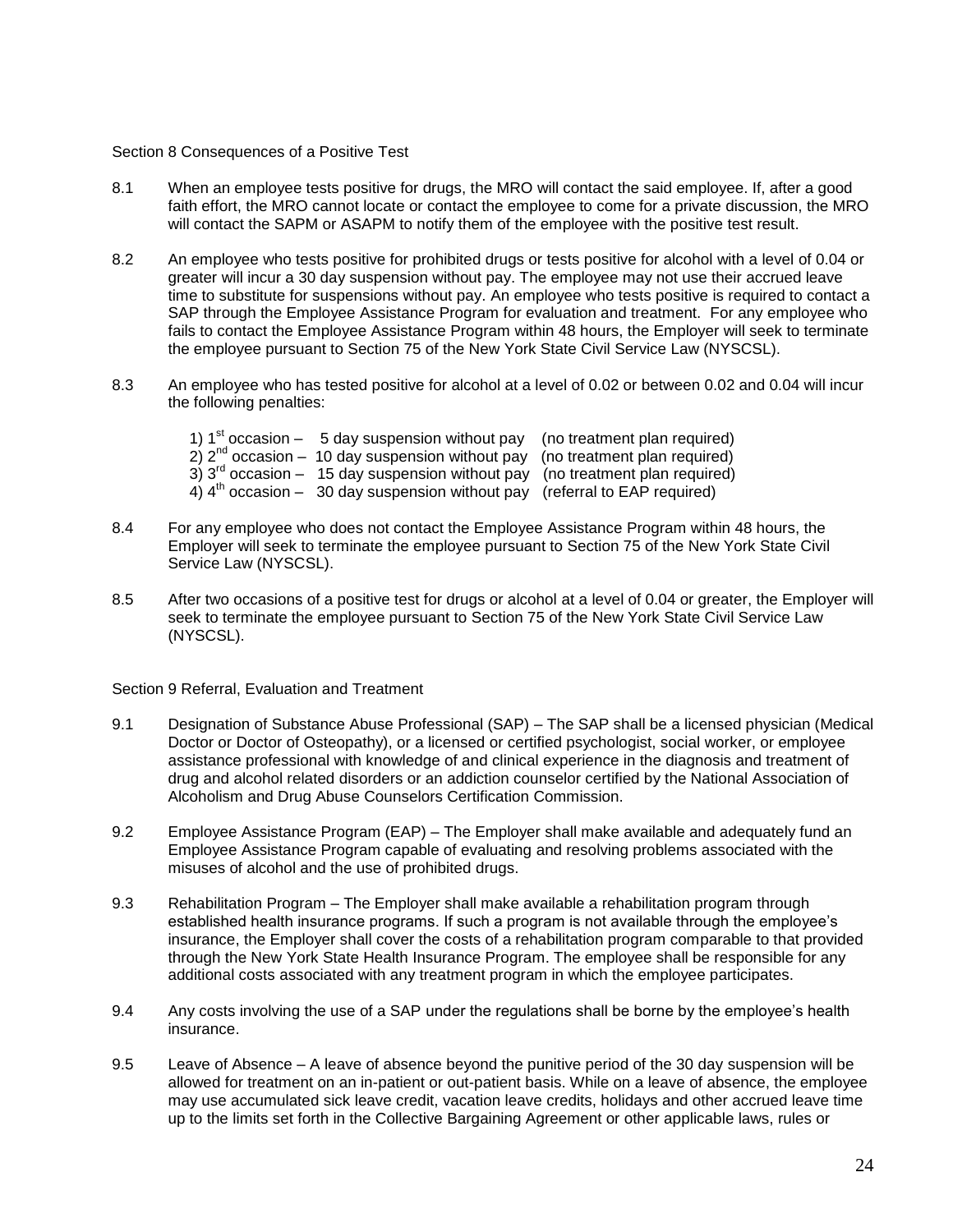Section 8 Consequences of a Positive Test

8.1 When an employee tests positive for drugs, the MRO will contact the said employee. If, after a good faith effort, the MRO cannot locate or contact the employee to come for a private discussion, the MRO will contact the SAPM or ASAPM to notify them of the employee with the positive test result.

8.2 An employee who tests positive for prohibited drugs or tests positive for alcohol with a level of 0.04 or greater will incur a 30 day suspension without pay. The employee may not use their accrued leave time to substitute for suspensions without pay. An employee who tests positive is required to contact a SAP through the Employee Assistance Program for evaluation and treatment. For any employee who fails to contact the Employee Assistance Program within 48 hours, the Employer will seek to terminate the employee pursuant to Section 75 of the New York State Civil Service Law (NYSCSL).

8.3 An employee who has tested positive for alcohol at a level of 0.02 or between 0.02 and 0.04 will incur the following penalties:

1) 1st occasion – 5 day suspension without pay (no treatment plan required)
2) 2nd occasion – 10 day suspension without pay (no treatment plan required)
3) 3rd occasion – 15 day suspension without pay (no treatment plan required)
4) 4th occasion – 30 day suspension without pay (referral to EAP required)

8.4 For any employee who does not contact the Employee Assistance Program within 48 hours, the Employer will seek to terminate the employee pursuant to Section 75 of the New York State Civil Service Law (NYSCSL).

8.5 After two occasions of a positive test for drugs or alcohol at a level of 0.04 or greater, the Employer will seek to terminate the employee pursuant to Section 75 of the New York State Civil Service Law (NYSCSL).

Section 9 Referral, Evaluation and Treatment

9.1 Designation of Substance Abuse Professional (SAP) – The SAP shall be a licensed physician (Medical Doctor or Doctor of Osteopathy), or a licensed or certified psychologist, social worker, or employee assistance professional with knowledge of and clinical experience in the diagnosis and treatment of drug and alcohol related disorders or an addiction counselor certified by the National Association of Alcoholism and Drug Abuse Counselors Certification Commission.

9.2 Employee Assistance Program (EAP) – The Employer shall make available and adequately fund an Employee Assistance Program capable of evaluating and resolving problems associated with the misuses of alcohol and the use of prohibited drugs.

9.3 Rehabilitation Program – The Employer shall make available a rehabilitation program through established health insurance programs. If such a program is not available through the employee's insurance, the Employer shall cover the costs of a rehabilitation program comparable to that provided through the New York State Health Insurance Program. The employee shall be responsible for any additional costs associated with any treatment program in which the employee participates.

9.4 Any costs involving the use of a SAP under the regulations shall be borne by the employee's health insurance.

9.5 Leave of Absence – A leave of absence beyond the punitive period of the 30 day suspension will be allowed for treatment on an in-patient or out-patient basis. While on a leave of absence, the employee may use accumulated sick leave credit, vacation leave credits, holidays and other accrued leave time up to the limits set forth in the Collective Bargaining Agreement or other applicable laws, rules or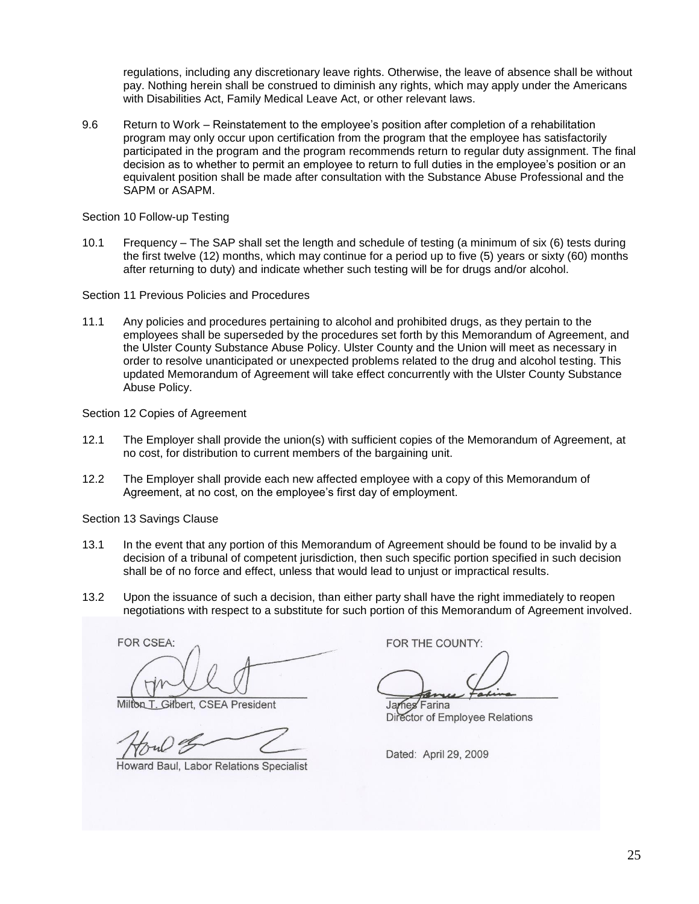regulations, including any discretionary leave rights. Otherwise, the leave of absence shall be without pay. Nothing herein shall be construed to diminish any rights, which may apply under the Americans with Disabilities Act, Family Medical Leave Act, or other relevant laws.

9.6 Return to Work – Reinstatement to the employee's position after completion of a rehabilitation program may only occur upon certification from the program that the employee has satisfactorily participated in the program and the program recommends return to regular duty assignment. The final decision as to whether to permit an employee to return to full duties in the employee's position or an equivalent position shall be made after consultation with the Substance Abuse Professional and the SAPM or ASAPM.

Section 10 Follow-up Testing

10.1 Frequency – The SAP shall set the length and schedule of testing (a minimum of six (6) tests during the first twelve (12) months, which may continue for a period up to five (5) years or sixty (60) months after returning to duty) and indicate whether such testing will be for drugs and/or alcohol.

Section 11 Previous Policies and Procedures

11.1 Any policies and procedures pertaining to alcohol and prohibited drugs, as they pertain to the employees shall be superseded by the procedures set forth by this Memorandum of Agreement, and the Ulster County Substance Abuse Policy. Ulster County and the Union will meet as necessary in order to resolve unanticipated or unexpected problems related to the drug and alcohol testing. This updated Memorandum of Agreement will take effect concurrently with the Ulster County Substance Abuse Policy.

Section 12 Copies of Agreement

12.1 The Employer shall provide the union(s) with sufficient copies of the Memorandum of Agreement, at no cost, for distribution to current members of the bargaining unit.

12.2 The Employer shall provide each new affected employee with a copy of this Memorandum of Agreement, at no cost, on the employee's first day of employment.

Section 13 Savings Clause

13.1 In the event that any portion of this Memorandum of Agreement should be found to be invalid by a decision of a tribunal of competent jurisdiction, then such specific portion specified in such decision shall be of no force and effect, unless that would lead to unjust or impractical results.

13.2 Upon the issuance of such a decision, than either party shall have the right immediately to reopen negotiations with respect to a substitute for such portion of this Memorandum of Agreement involved.

FOR CSEA:

Milton T. Gilbert, CSEA President

Howard Baul, Labor Relations Specialist

FOR THE COUNTY:

James Farina
Director of Employee Relations

Dated: April 29, 2009